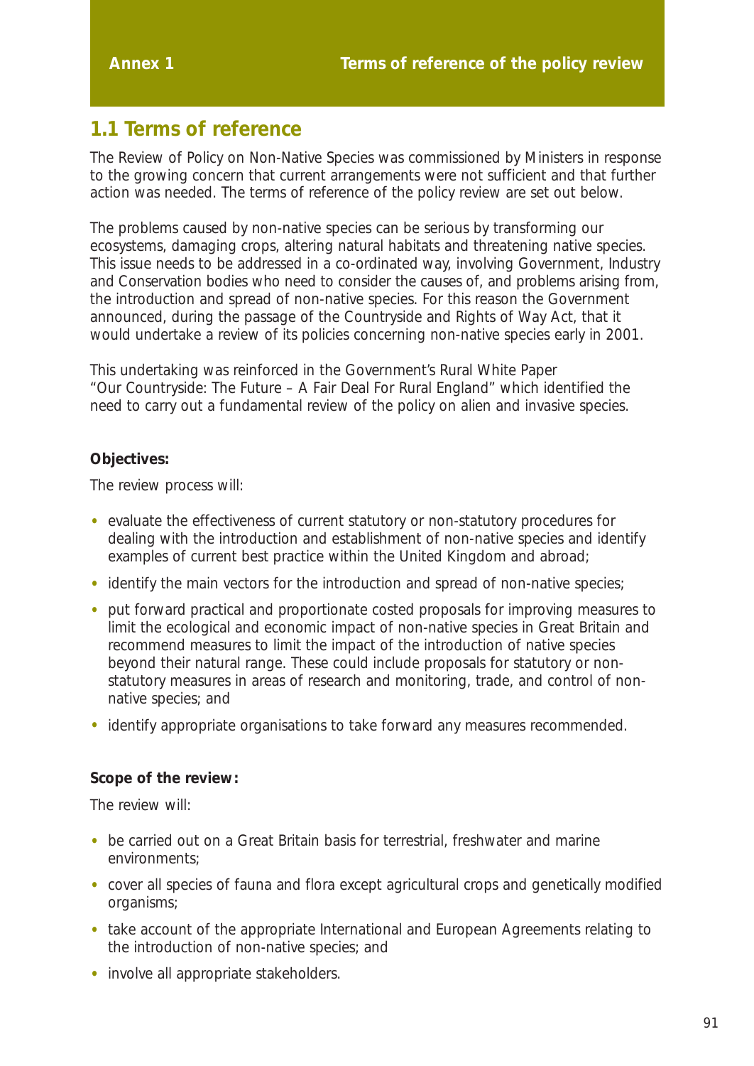# Annex 1 Terms of reference of the policy review

## 1.1 Terms of reference

The Review of Policy on Non-Native Species was commissioned by Ministers in response to the growing concern that current arrangements were not sufficient and that further action was needed. The terms of reference of the policy review are set out below.

The problems caused by non-native species can be serious by transforming our ecosystems, damaging crops, altering natural habitats and threatening native species. This issue needs to be addressed in a co-ordinated way, involving Government, Industry and Conservation bodies who need to consider the causes of, and problems arising from, the introduction and spread of non-native species. For this reason the Government announced, during the passage of the Countryside and Rights of Way Act, that it would undertake a review of its policies concerning non-native species early in 2001.

This undertaking was reinforced in the Government's Rural White Paper "Our Countryside: The Future – A Fair Deal For Rural England" which identified the need to carry out a fundamental review of the policy on alien and invasive species.

**Objectives:**

The review process will:

- evaluate the effectiveness of current statutory or non-statutory procedures for dealing with the introduction and establishment of non-native species and identify examples of current best practice within the United Kingdom and abroad;
- identify the main vectors for the introduction and spread of non-native species;
- put forward practical and proportionate costed proposals for improving measures to limit the ecological and economic impact of non-native species in Great Britain and recommend measures to limit the impact of the introduction of native species beyond their natural range. These could include proposals for statutory or non-statutory measures in areas of research and monitoring, trade, and control of non-native species; and
- identify appropriate organisations to take forward any measures recommended.

**Scope of the review:**

The review will:

- be carried out on a Great Britain basis for terrestrial, freshwater and marine environments;
- cover all species of fauna and flora except agricultural crops and genetically modified organisms;
- take account of the appropriate International and European Agreements relating to the introduction of non-native species; and
- involve all appropriate stakeholders.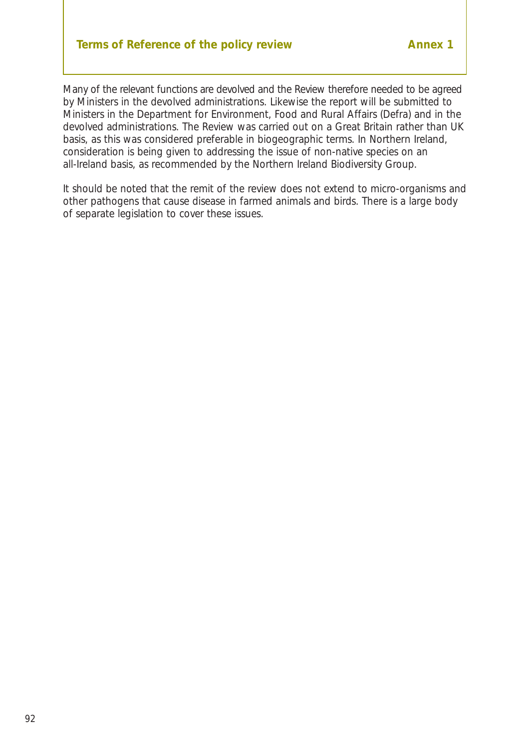Many of the relevant functions are devolved and the Review therefore needed to be agreed by Ministers in the devolved administrations. Likewise the report will be submitted to Ministers in the Department for Environment, Food and Rural Affairs (Defra) and in the devolved administrations. The Review was carried out on a Great Britain rather than UK basis, as this was considered preferable in biogeographic terms. In Northern Ireland, consideration is being given to addressing the issue of non-native species on an all-Ireland basis, as recommended by the Northern Ireland Biodiversity Group.

It should be noted that the remit of the review does not extend to micro-organisms and other pathogens that cause disease in farmed animals and birds. There is a large body of separate legislation to cover these issues.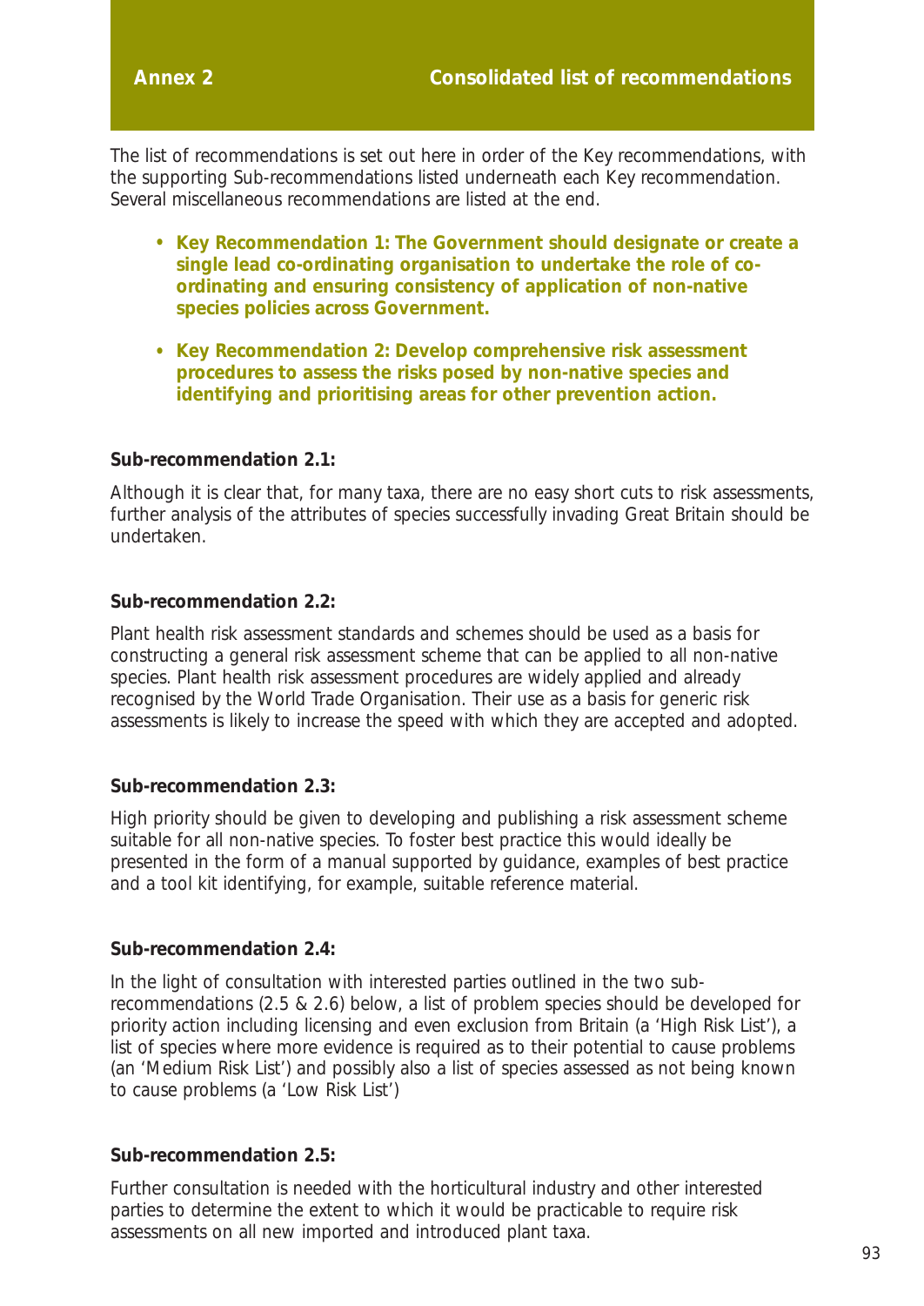# Annex 2 — Consolidated list of recommendations

The list of recommendations is set out here in order of the Key recommendations, with the supporting Sub-recommendations listed underneath each Key recommendation. Several miscellaneous recommendations are listed at the end.

- **Key Recommendation 1: The Government should designate or create a single lead co-ordinating organisation to undertake the role of co-ordinating and ensuring consistency of application of non-native species policies across Government.**

- **Key Recommendation 2: Develop comprehensive risk assessment procedures to assess the risks posed by non-native species and identifying and prioritising areas for other prevention action.**

**Sub-recommendation 2.1:**

Although it is clear that, for many taxa, there are no easy short cuts to risk assessments, further analysis of the attributes of species successfully invading Great Britain should be undertaken.

**Sub-recommendation 2.2:**

Plant health risk assessment standards and schemes should be used as a basis for constructing a general risk assessment scheme that can be applied to all non-native species. Plant health risk assessment procedures are widely applied and already recognised by the World Trade Organisation. Their use as a basis for generic risk assessments is likely to increase the speed with which they are accepted and adopted.

**Sub-recommendation 2.3:**

High priority should be given to developing and publishing a risk assessment scheme suitable for all non-native species. To foster best practice this would ideally be presented in the form of a manual supported by guidance, examples of best practice and a tool kit identifying, for example, suitable reference material.

**Sub-recommendation 2.4:**

In the light of consultation with interested parties outlined in the two sub-recommendations (2.5 & 2.6) below, a list of problem species should be developed for priority action including licensing and even exclusion from Britain (a 'High Risk List'), a list of species where more evidence is required as to their potential to cause problems (an 'Medium Risk List') and possibly also a list of species assessed as not being known to cause problems (a 'Low Risk List')

**Sub-recommendation 2.5:**

Further consultation is needed with the horticultural industry and other interested parties to determine the extent to which it would be practicable to require risk assessments on all new imported and introduced plant taxa.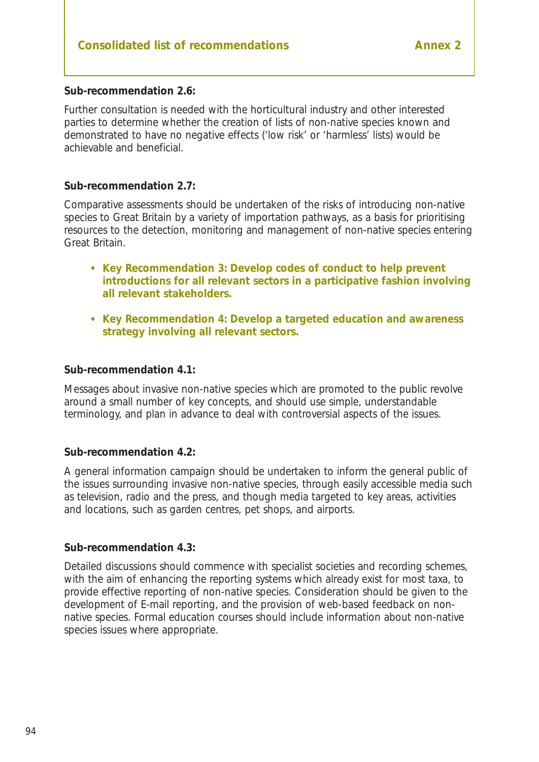**Sub-recommendation 2.6:**

Further consultation is needed with the horticultural industry and other interested parties to determine whether the creation of lists of non-native species known and demonstrated to have no negative effects ('low risk' or 'harmless' lists) would be achievable and beneficial.

**Sub-recommendation 2.7:**

Comparative assessments should be undertaken of the risks of introducing non-native species to Great Britain by a variety of importation pathways, as a basis for prioritising resources to the detection, monitoring and management of non-native species entering Great Britain.

- **Key Recommendation 3: Develop codes of conduct to help prevent introductions for all relevant sectors in a participative fashion involving all relevant stakeholders.**

- **Key Recommendation 4: Develop a targeted education and awareness strategy involving all relevant sectors.**

**Sub-recommendation 4.1:**

Messages about invasive non-native species which are promoted to the public revolve around a small number of key concepts, and should use simple, understandable terminology, and plan in advance to deal with controversial aspects of the issues.

**Sub-recommendation 4.2:**

A general information campaign should be undertaken to inform the general public of the issues surrounding invasive non-native species, through easily accessible media such as television, radio and the press, and though media targeted to key areas, activities and locations, such as garden centres, pet shops, and airports.

**Sub-recommendation 4.3:**

Detailed discussions should commence with specialist societies and recording schemes, with the aim of enhancing the reporting systems which already exist for most taxa, to provide effective reporting of non-native species. Consideration should be given to the development of E-mail reporting, and the provision of web-based feedback on non-native species. Formal education courses should include information about non-native species issues where appropriate.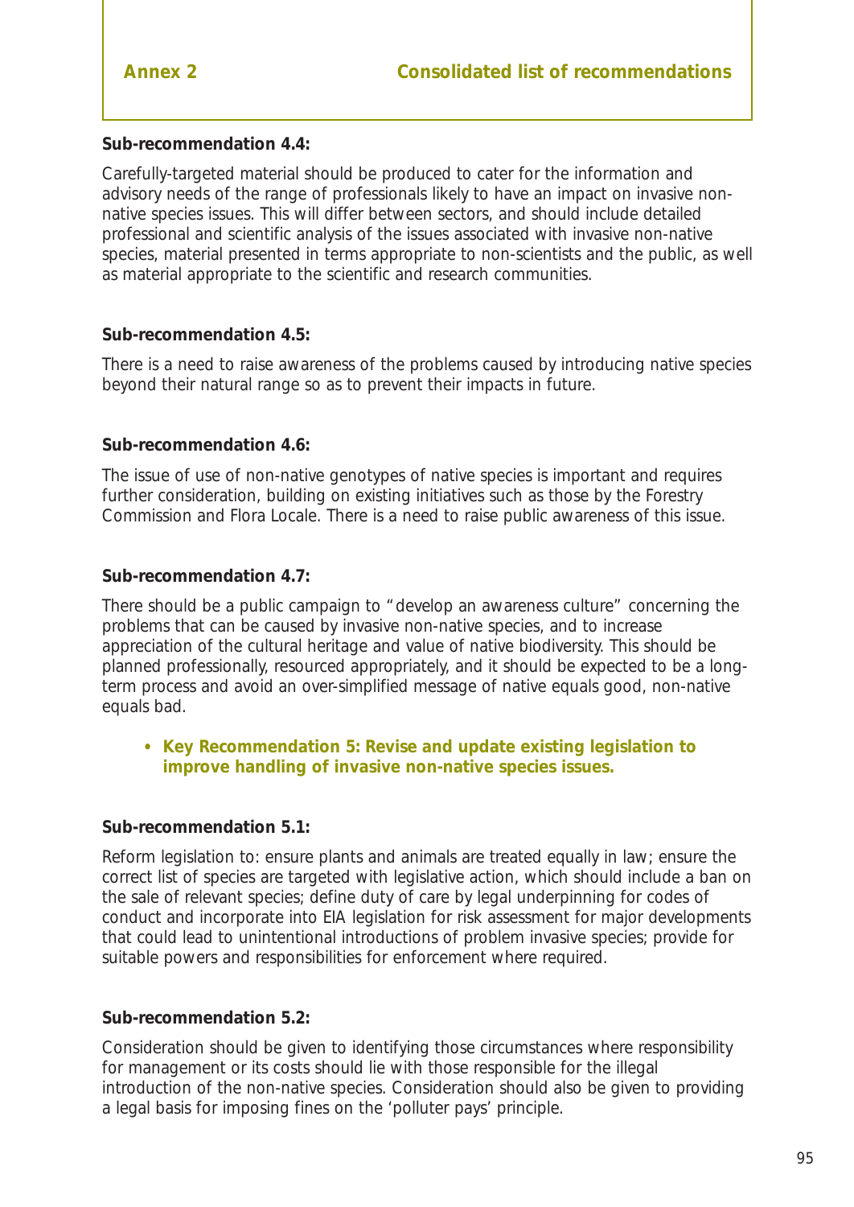**Sub-recommendation 4.4:**

Carefully-targeted material should be produced to cater for the information and advisory needs of the range of professionals likely to have an impact on invasive non-native species issues. This will differ between sectors, and should include detailed professional and scientific analysis of the issues associated with invasive non-native species, material presented in terms appropriate to non-scientists and the public, as well as material appropriate to the scientific and research communities.

**Sub-recommendation 4.5:**

There is a need to raise awareness of the problems caused by introducing native species beyond their natural range so as to prevent their impacts in future.

**Sub-recommendation 4.6:**

The issue of use of non-native genotypes of native species is important and requires further consideration, building on existing initiatives such as those by the Forestry Commission and Flora Locale. There is a need to raise public awareness of this issue.

**Sub-recommendation 4.7:**

There should be a public campaign to "develop an awareness culture" concerning the problems that can be caused by invasive non-native species, and to increase appreciation of the cultural heritage and value of native biodiversity. This should be planned professionally, resourced appropriately, and it should be expected to be a long-term process and avoid an over-simplified message of native equals good, non-native equals bad.

- **Key Recommendation 5: Revise and update existing legislation to improve handling of invasive non-native species issues.**

**Sub-recommendation 5.1:**

Reform legislation to: ensure plants and animals are treated equally in law; ensure the correct list of species are targeted with legislative action, which should include a ban on the sale of relevant species; define duty of care by legal underpinning for codes of conduct and incorporate into EIA legislation for risk assessment for major developments that could lead to unintentional introductions of problem invasive species; provide for suitable powers and responsibilities for enforcement where required.

**Sub-recommendation 5.2:**

Consideration should be given to identifying those circumstances where responsibility for management or its costs should lie with those responsible for the illegal introduction of the non-native species. Consideration should also be given to providing a legal basis for imposing fines on the 'polluter pays' principle.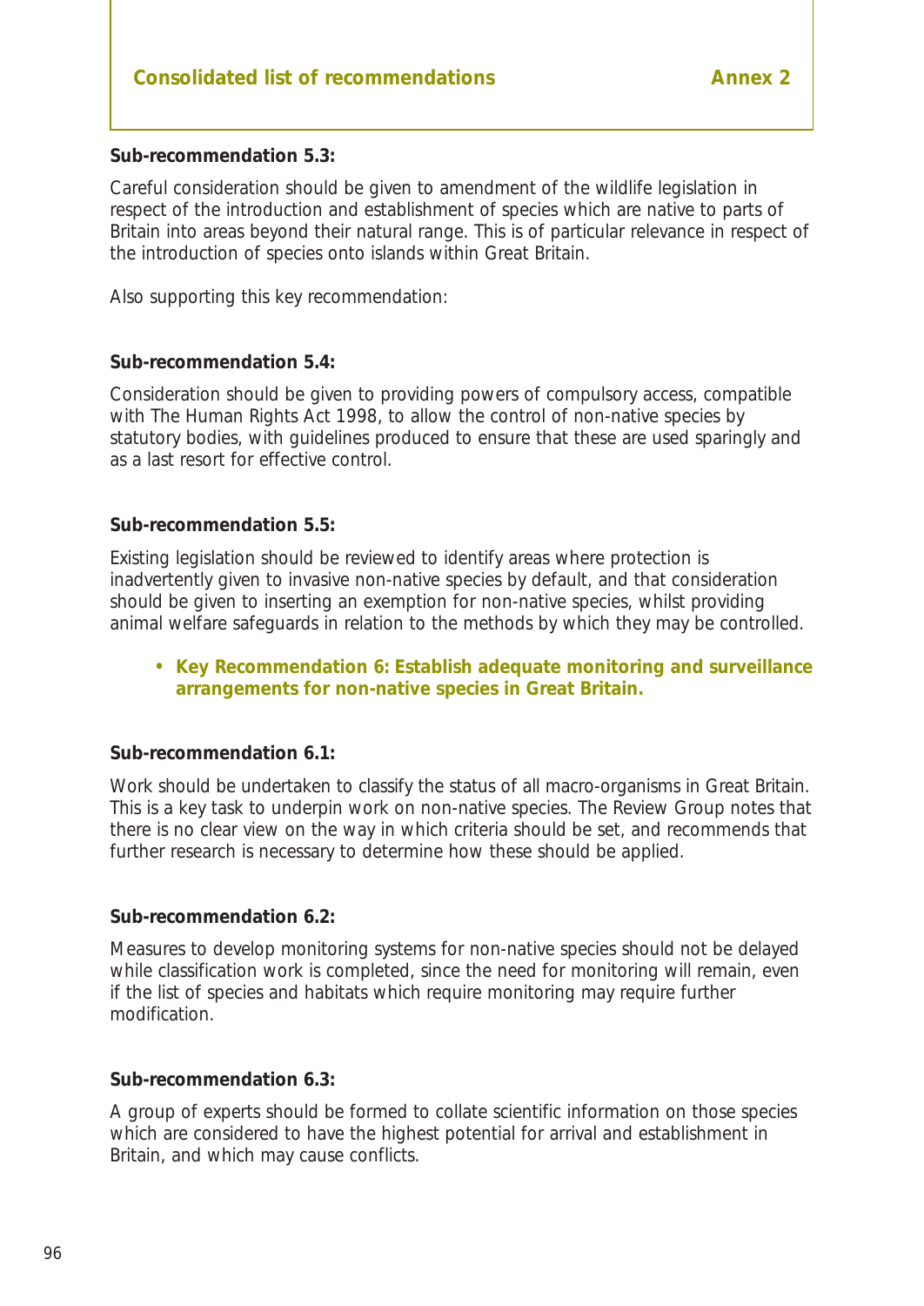**Sub-recommendation 5.3:**

Careful consideration should be given to amendment of the wildlife legislation in respect of the introduction and establishment of species which are native to parts of Britain into areas beyond their natural range. This is of particular relevance in respect of the introduction of species onto islands within Great Britain.

Also supporting this key recommendation:

**Sub-recommendation 5.4:**

Consideration should be given to providing powers of compulsory access, compatible with The Human Rights Act 1998, to allow the control of non-native species by statutory bodies, with guidelines produced to ensure that these are used sparingly and as a last resort for effective control.

**Sub-recommendation 5.5:**

Existing legislation should be reviewed to identify areas where protection is inadvertently given to invasive non-native species by default, and that consideration should be given to inserting an exemption for non-native species, whilst providing animal welfare safeguards in relation to the methods by which they may be controlled.

- **Key Recommendation 6: Establish adequate monitoring and surveillance arrangements for non-native species in Great Britain.**

**Sub-recommendation 6.1:**

Work should be undertaken to classify the status of all macro-organisms in Great Britain. This is a key task to underpin work on non-native species. The Review Group notes that there is no clear view on the way in which criteria should be set, and recommends that further research is necessary to determine how these should be applied.

**Sub-recommendation 6.2:**

Measures to develop monitoring systems for non-native species should not be delayed while classification work is completed, since the need for monitoring will remain, even if the list of species and habitats which require monitoring may require further modification.

**Sub-recommendation 6.3:**

A group of experts should be formed to collate scientific information on those species which are considered to have the highest potential for arrival and establishment in Britain, and which may cause conflicts.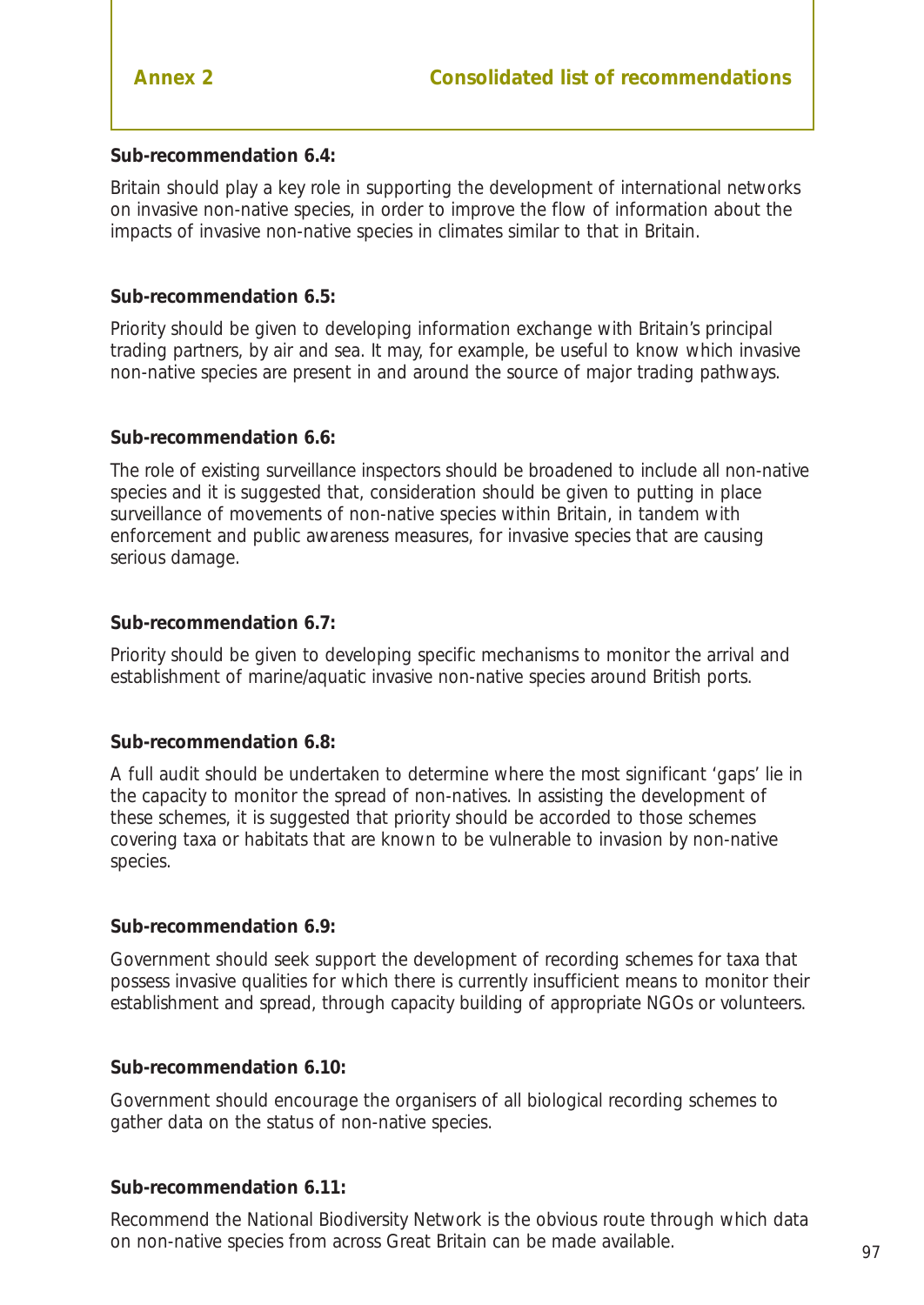**Sub-recommendation 6.4:**

Britain should play a key role in supporting the development of international networks on invasive non-native species, in order to improve the flow of information about the impacts of invasive non-native species in climates similar to that in Britain.

**Sub-recommendation 6.5:**

Priority should be given to developing information exchange with Britain's principal trading partners, by air and sea. It may, for example, be useful to know which invasive non-native species are present in and around the source of major trading pathways.

**Sub-recommendation 6.6:**

The role of existing surveillance inspectors should be broadened to include all non-native species and it is suggested that, consideration should be given to putting in place surveillance of movements of non-native species within Britain, in tandem with enforcement and public awareness measures, for invasive species that are causing serious damage.

**Sub-recommendation 6.7:**

Priority should be given to developing specific mechanisms to monitor the arrival and establishment of marine/aquatic invasive non-native species around British ports.

**Sub-recommendation 6.8:**

A full audit should be undertaken to determine where the most significant 'gaps' lie in the capacity to monitor the spread of non-natives. In assisting the development of these schemes, it is suggested that priority should be accorded to those schemes covering taxa or habitats that are known to be vulnerable to invasion by non-native species.

**Sub-recommendation 6.9:**

Government should seek support the development of recording schemes for taxa that possess invasive qualities for which there is currently insufficient means to monitor their establishment and spread, through capacity building of appropriate NGOs or volunteers.

**Sub-recommendation 6.10:**

Government should encourage the organisers of all biological recording schemes to gather data on the status of non-native species.

**Sub-recommendation 6.11:**

Recommend the National Biodiversity Network is the obvious route through which data on non-native species from across Great Britain can be made available.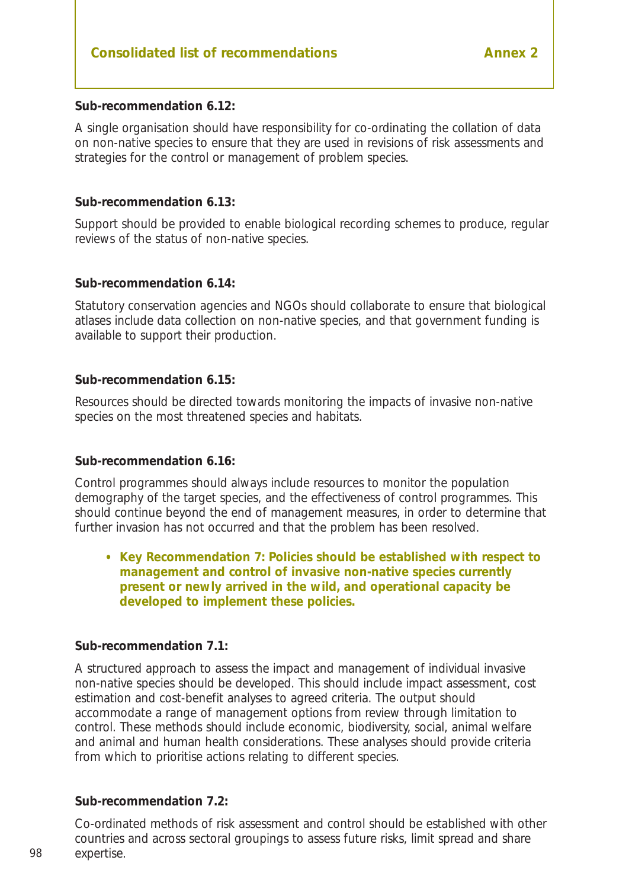**Sub-recommendation 6.12:**

A single organisation should have responsibility for co-ordinating the collation of data on non-native species to ensure that they are used in revisions of risk assessments and strategies for the control or management of problem species.

**Sub-recommendation 6.13:**

Support should be provided to enable biological recording schemes to produce, regular reviews of the status of non-native species.

**Sub-recommendation 6.14:**

Statutory conservation agencies and NGOs should collaborate to ensure that biological atlases include data collection on non-native species, and that government funding is available to support their production.

**Sub-recommendation 6.15:**

Resources should be directed towards monitoring the impacts of invasive non-native species on the most threatened species and habitats.

**Sub-recommendation 6.16:**

Control programmes should always include resources to monitor the population demography of the target species, and the effectiveness of control programmes. This should continue beyond the end of management measures, in order to determine that further invasion has not occurred and that the problem has been resolved.

- **Key Recommendation 7: Policies should be established with respect to management and control of invasive non-native species currently present or newly arrived in the wild, and operational capacity be developed to implement these policies.**

**Sub-recommendation 7.1:**

A structured approach to assess the impact and management of individual invasive non-native species should be developed. This should include impact assessment, cost estimation and cost-benefit analyses to agreed criteria. The output should accommodate a range of management options from review through limitation to control. These methods should include economic, biodiversity, social, animal welfare and animal and human health considerations. These analyses should provide criteria from which to prioritise actions relating to different species.

**Sub-recommendation 7.2:**

Co-ordinated methods of risk assessment and control should be established with other countries and across sectoral groupings to assess future risks, limit spread and share expertise.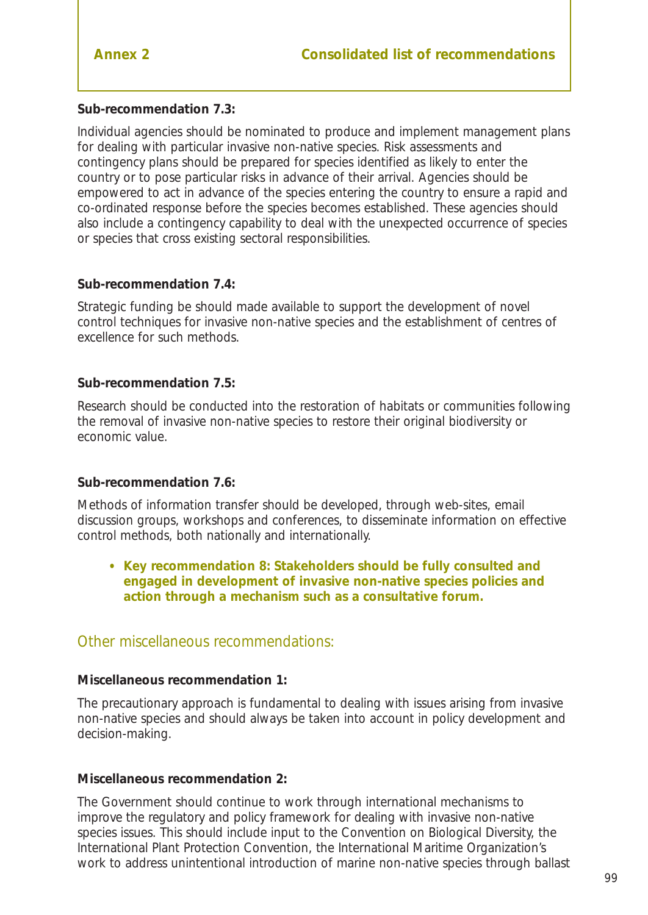**Sub-recommendation 7.3:**

Individual agencies should be nominated to produce and implement management plans for dealing with particular invasive non-native species. Risk assessments and contingency plans should be prepared for species identified as likely to enter the country or to pose particular risks in advance of their arrival. Agencies should be empowered to act in advance of the species entering the country to ensure a rapid and co-ordinated response before the species becomes established. These agencies should also include a contingency capability to deal with the unexpected occurrence of species or species that cross existing sectoral responsibilities.

**Sub-recommendation 7.4:**

Strategic funding be should made available to support the development of novel control techniques for invasive non-native species and the establishment of centres of excellence for such methods.

**Sub-recommendation 7.5:**

Research should be conducted into the restoration of habitats or communities following the removal of invasive non-native species to restore their original biodiversity or economic value.

**Sub-recommendation 7.6:**

Methods of information transfer should be developed, through web-sites, email discussion groups, workshops and conferences, to disseminate information on effective control methods, both nationally and internationally.

- **Key recommendation 8: Stakeholders should be fully consulted and engaged in development of invasive non-native species policies and action through a mechanism such as a consultative forum.**

## Other miscellaneous recommendations:

**Miscellaneous recommendation 1:**

The precautionary approach is fundamental to dealing with issues arising from invasive non-native species and should always be taken into account in policy development and decision-making.

**Miscellaneous recommendation 2:**

The Government should continue to work through international mechanisms to improve the regulatory and policy framework for dealing with invasive non-native species issues. This should include input to the Convention on Biological Diversity, the International Plant Protection Convention, the International Maritime Organization's work to address unintentional introduction of marine non-native species through ballast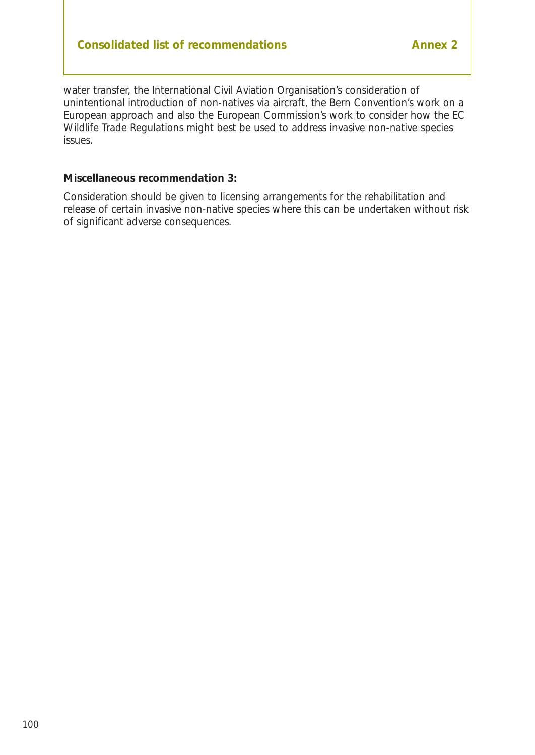water transfer, the International Civil Aviation Organisation's consideration of unintentional introduction of non-natives via aircraft, the Bern Convention's work on a European approach and also the European Commission's work to consider how the EC Wildlife Trade Regulations might best be used to address invasive non-native species issues.

**Miscellaneous recommendation 3:**

Consideration should be given to licensing arrangements for the rehabilitation and release of certain invasive non-native species where this can be undertaken without risk of significant adverse consequences.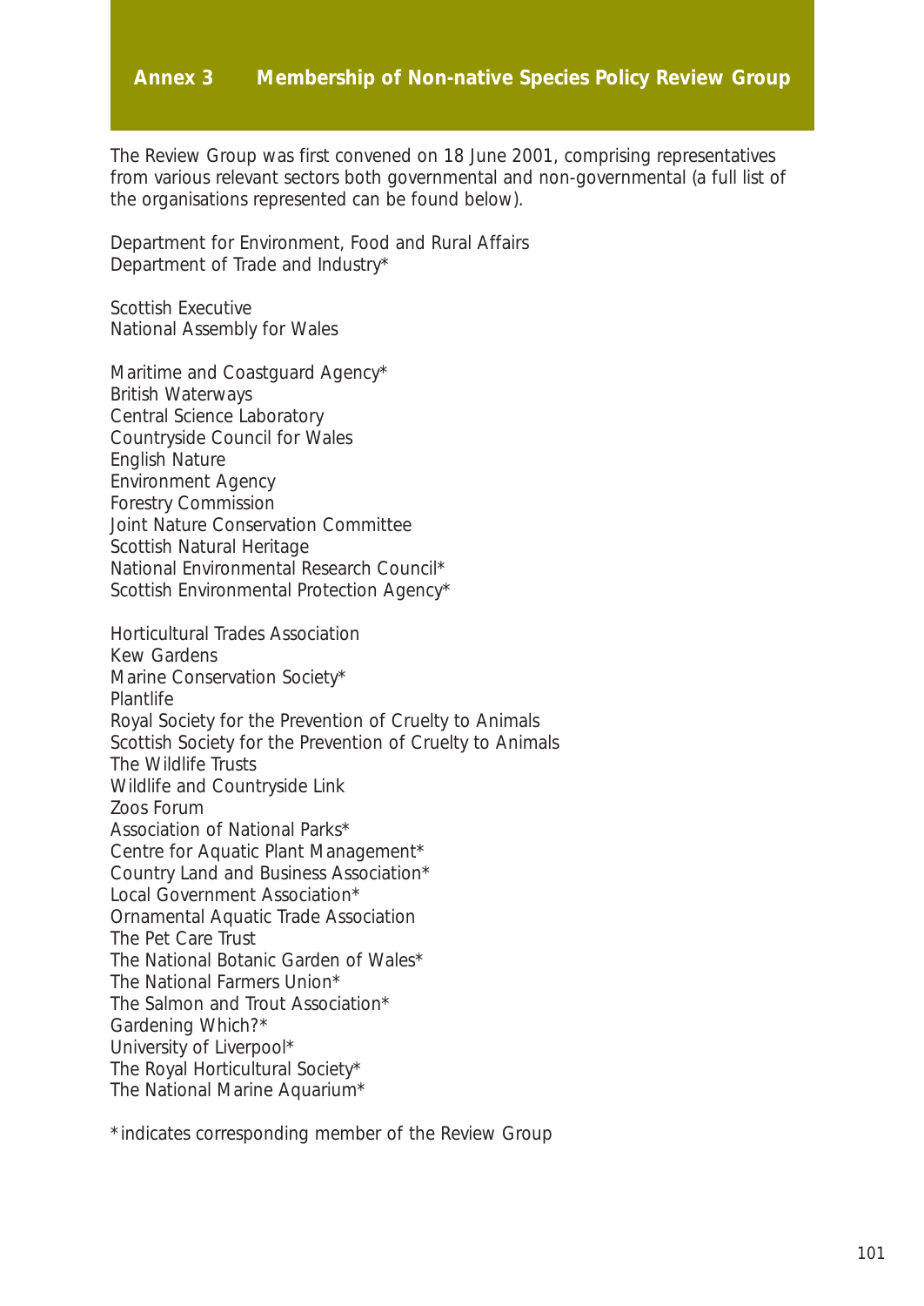# Annex 3 Membership of Non-native Species Policy Review Group

The Review Group was first convened on 18 June 2001, comprising representatives from various relevant sectors both governmental and non-governmental (a full list of the organisations represented can be found below).

Department for Environment, Food and Rural Affairs
Department of Trade and Industry*

Scottish Executive
National Assembly for Wales

Maritime and Coastguard Agency*
British Waterways
Central Science Laboratory
Countryside Council for Wales
English Nature
Environment Agency
Forestry Commission
Joint Nature Conservation Committee
Scottish Natural Heritage
National Environmental Research Council*
Scottish Environmental Protection Agency*

Horticultural Trades Association
Kew Gardens
Marine Conservation Society*
Plantlife
Royal Society for the Prevention of Cruelty to Animals
Scottish Society for the Prevention of Cruelty to Animals
The Wildlife Trusts
Wildlife and Countryside Link
Zoos Forum
Association of National Parks*
Centre for Aquatic Plant Management*
Country Land and Business Association*
Local Government Association*
Ornamental Aquatic Trade Association
The Pet Care Trust
The National Botanic Garden of Wales*
The National Farmers Union*
The Salmon and Trout Association*
Gardening Which?*
University of Liverpool*
The Royal Horticultural Society*
The National Marine Aquarium*

*indicates corresponding member of the Review Group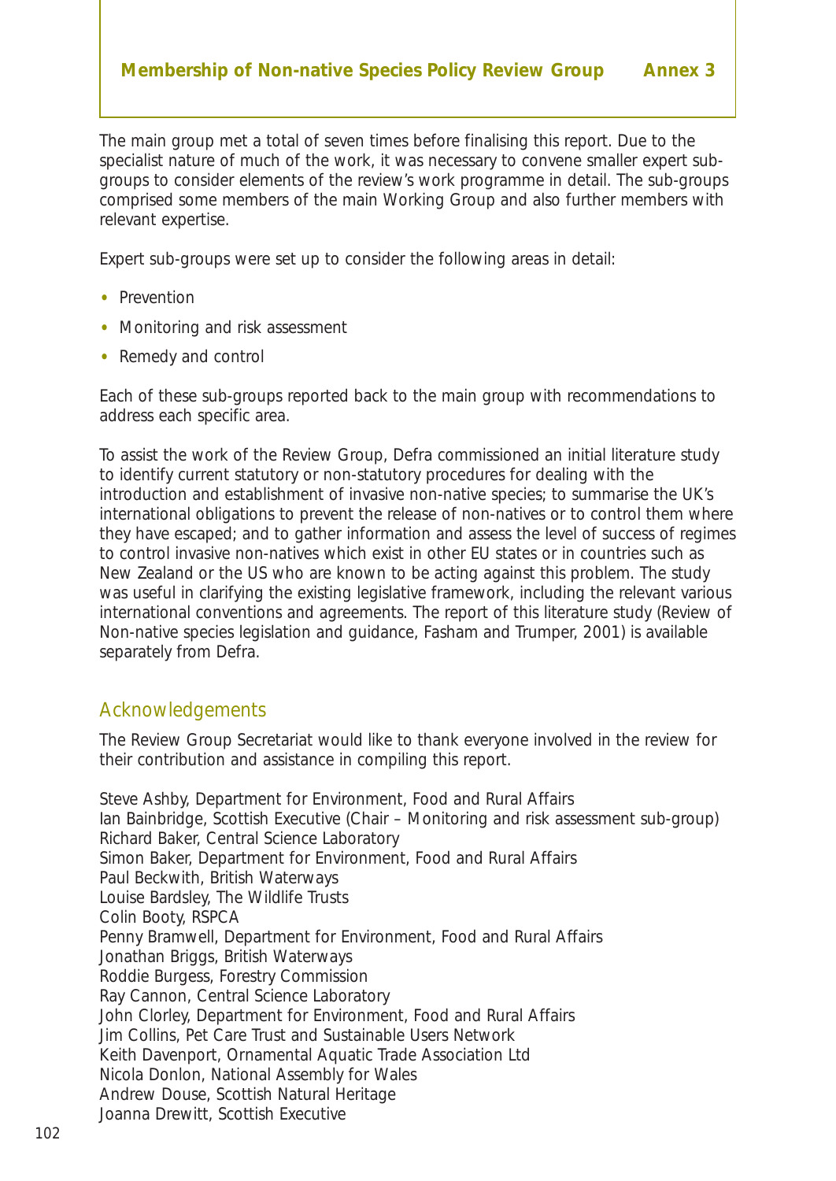# Membership of Non-native Species Policy Review Group — Annex 3

The main group met a total of seven times before finalising this report. Due to the specialist nature of much of the work, it was necessary to convene smaller expert sub-groups to consider elements of the review's work programme in detail. The sub-groups comprised some members of the main Working Group and also further members with relevant expertise.

Expert sub-groups were set up to consider the following areas in detail:

- Prevention
- Monitoring and risk assessment
- Remedy and control

Each of these sub-groups reported back to the main group with recommendations to address each specific area.

To assist the work of the Review Group, Defra commissioned an initial literature study to identify current statutory or non-statutory procedures for dealing with the introduction and establishment of invasive non-native species; to summarise the UK's international obligations to prevent the release of non-natives or to control them where they have escaped; and to gather information and assess the level of success of regimes to control invasive non-natives which exist in other EU states or in countries such as New Zealand or the US who are known to be acting against this problem. The study was useful in clarifying the existing legislative framework, including the relevant various international conventions and agreements. The report of this literature study (Review of Non-native species legislation and guidance, Fasham and Trumper, 2001) is available separately from Defra.

## Acknowledgements

The Review Group Secretariat would like to thank everyone involved in the review for their contribution and assistance in compiling this report.

Steve Ashby, Department for Environment, Food and Rural Affairs
Ian Bainbridge, Scottish Executive (Chair – Monitoring and risk assessment sub-group)
Richard Baker, Central Science Laboratory
Simon Baker, Department for Environment, Food and Rural Affairs
Paul Beckwith, British Waterways
Louise Bardsley, The Wildlife Trusts
Colin Booty, RSPCA
Penny Bramwell, Department for Environment, Food and Rural Affairs
Jonathan Briggs, British Waterways
Roddie Burgess, Forestry Commission
Ray Cannon, Central Science Laboratory
John Clorley, Department for Environment, Food and Rural Affairs
Jim Collins, Pet Care Trust and Sustainable Users Network
Keith Davenport, Ornamental Aquatic Trade Association Ltd
Nicola Donlon, National Assembly for Wales
Andrew Douse, Scottish Natural Heritage
Joanna Drewitt, Scottish Executive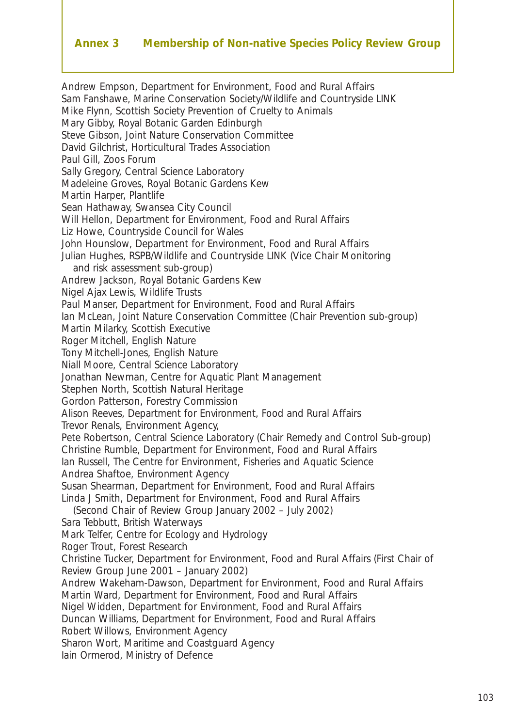## Annex 3 Membership of Non-native Species Policy Review Group

Andrew Empson, Department for Environment, Food and Rural Affairs
Sam Fanshawe, Marine Conservation Society/Wildlife and Countryside LINK
Mike Flynn, Scottish Society Prevention of Cruelty to Animals
Mary Gibby, Royal Botanic Garden Edinburgh
Steve Gibson, Joint Nature Conservation Committee
David Gilchrist, Horticultural Trades Association
Paul Gill, Zoos Forum
Sally Gregory, Central Science Laboratory
Madeleine Groves, Royal Botanic Gardens Kew
Martin Harper, Plantlife
Sean Hathaway, Swansea City Council
Will Hellon, Department for Environment, Food and Rural Affairs
Liz Howe, Countryside Council for Wales
John Hounslow, Department for Environment, Food and Rural Affairs
Julian Hughes, RSPB/Wildlife and Countryside LINK (Vice Chair Monitoring and risk assessment sub-group)
Andrew Jackson, Royal Botanic Gardens Kew
Nigel Ajax Lewis, Wildlife Trusts
Paul Manser, Department for Environment, Food and Rural Affairs
Ian McLean, Joint Nature Conservation Committee (Chair Prevention sub-group)
Martin Milarky, Scottish Executive
Roger Mitchell, English Nature
Tony Mitchell-Jones, English Nature
Niall Moore, Central Science Laboratory
Jonathan Newman, Centre for Aquatic Plant Management
Stephen North, Scottish Natural Heritage
Gordon Patterson, Forestry Commission
Alison Reeves, Department for Environment, Food and Rural Affairs
Trevor Renals, Environment Agency,
Pete Robertson, Central Science Laboratory (Chair Remedy and Control Sub-group)
Christine Rumble, Department for Environment, Food and Rural Affairs
Ian Russell, The Centre for Environment, Fisheries and Aquatic Science
Andrea Shaftoe, Environment Agency
Susan Shearman, Department for Environment, Food and Rural Affairs
Linda J Smith, Department for Environment, Food and Rural Affairs (Second Chair of Review Group January 2002 – July 2002)
Sara Tebbutt, British Waterways
Mark Telfer, Centre for Ecology and Hydrology
Roger Trout, Forest Research
Christine Tucker, Department for Environment, Food and Rural Affairs (First Chair of Review Group June 2001 – January 2002)
Andrew Wakeham-Dawson, Department for Environment, Food and Rural Affairs
Martin Ward, Department for Environment, Food and Rural Affairs
Nigel Widden, Department for Environment, Food and Rural Affairs
Duncan Williams, Department for Environment, Food and Rural Affairs
Robert Willows, Environment Agency
Sharon Wort, Maritime and Coastguard Agency
Iain Ormerod, Ministry of Defence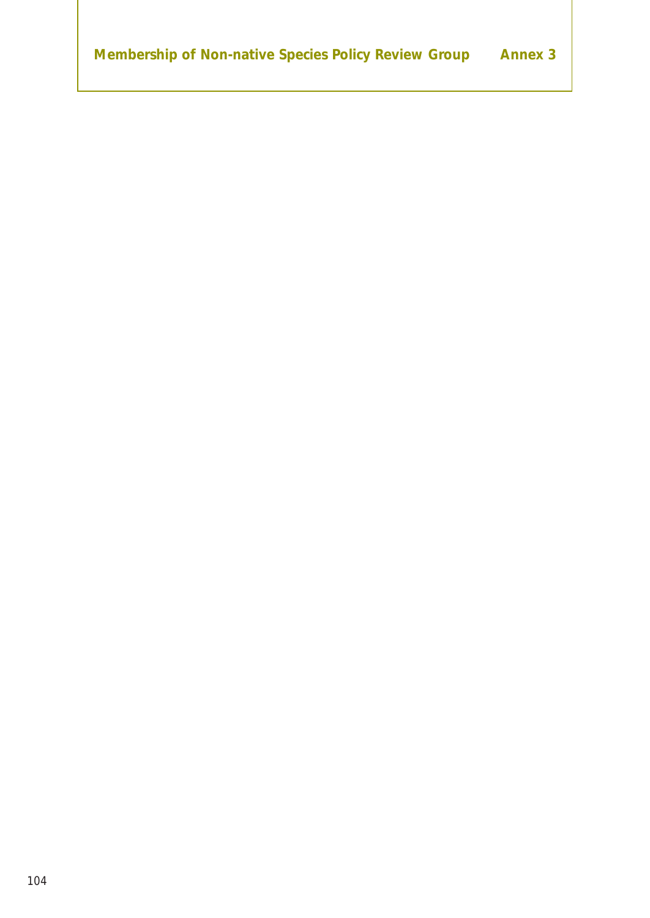## Membership of Non-native Species Policy Review Group — Annex 3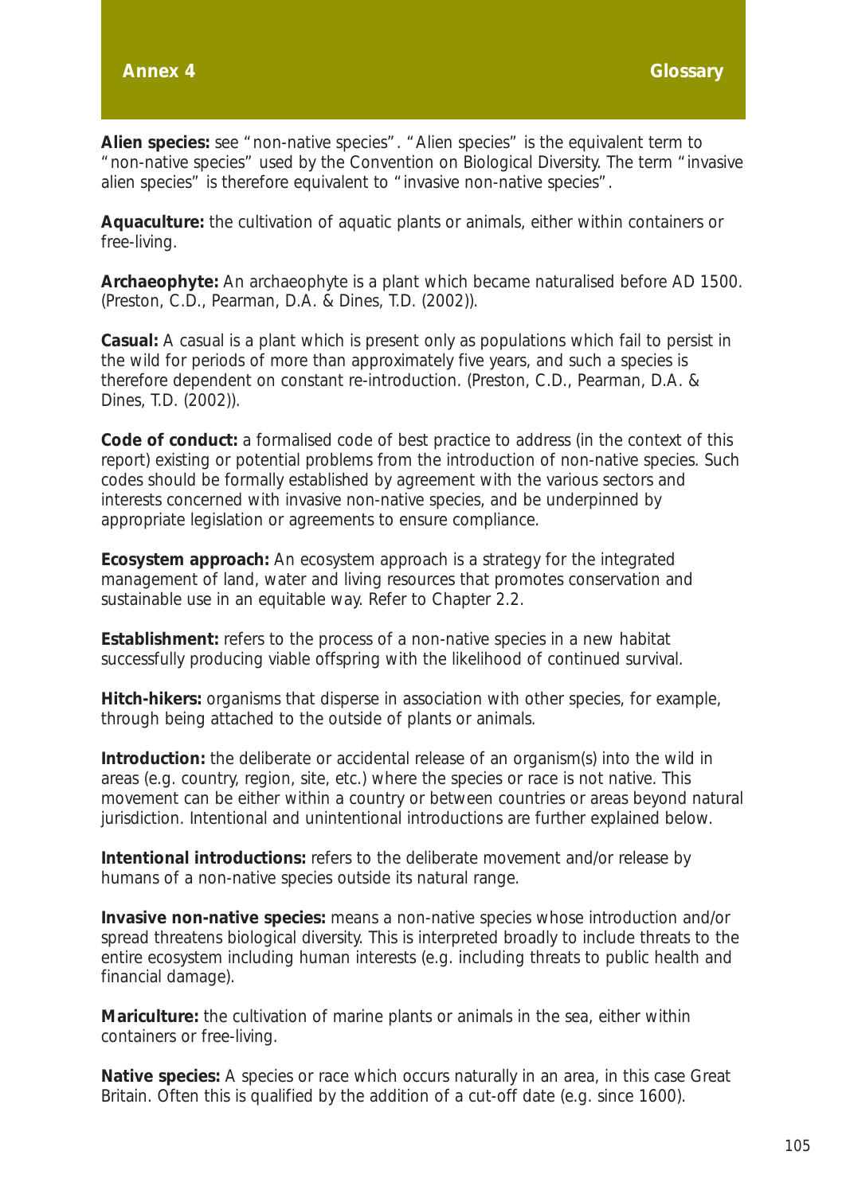# Annex 4 Glossary

**Alien species:** see "non-native species". "Alien species" is the equivalent term to "non-native species" used by the Convention on Biological Diversity. The term "invasive alien species" is therefore equivalent to "invasive non-native species".

**Aquaculture:** the cultivation of aquatic plants or animals, either within containers or free-living.

**Archaeophyte:** An archaeophyte is a plant which became naturalised before AD 1500. (Preston, C.D., Pearman, D.A. & Dines, T.D. (2002)).

**Casual:** A casual is a plant which is present only as populations which fail to persist in the wild for periods of more than approximately five years, and such a species is therefore dependent on constant re-introduction. (Preston, C.D., Pearman, D.A. & Dines, T.D. (2002)).

**Code of conduct:** a formalised code of best practice to address (in the context of this report) existing or potential problems from the introduction of non-native species. Such codes should be formally established by agreement with the various sectors and interests concerned with invasive non-native species, and be underpinned by appropriate legislation or agreements to ensure compliance.

**Ecosystem approach:** An ecosystem approach is a strategy for the integrated management of land, water and living resources that promotes conservation and sustainable use in an equitable way. Refer to Chapter 2.2.

**Establishment:** refers to the process of a non-native species in a new habitat successfully producing viable offspring with the likelihood of continued survival.

**Hitch-hikers:** organisms that disperse in association with other species, for example, through being attached to the outside of plants or animals.

**Introduction:** the deliberate or accidental release of an organism(s) into the wild in areas (e.g. country, region, site, etc.) where the species or race is not native. This movement can be either within a country or between countries or areas beyond natural jurisdiction. Intentional and unintentional introductions are further explained below.

**Intentional introductions:** refers to the deliberate movement and/or release by humans of a non-native species outside its natural range.

**Invasive non-native species:** means a non-native species whose introduction and/or spread threatens biological diversity. This is interpreted broadly to include threats to the entire ecosystem including human interests (e.g. including threats to public health and financial damage).

**Mariculture:** the cultivation of marine plants or animals in the sea, either within containers or free-living.

**Native species:** A species or race which occurs naturally in an area, in this case Great Britain. Often this is qualified by the addition of a cut-off date (e.g. since 1600).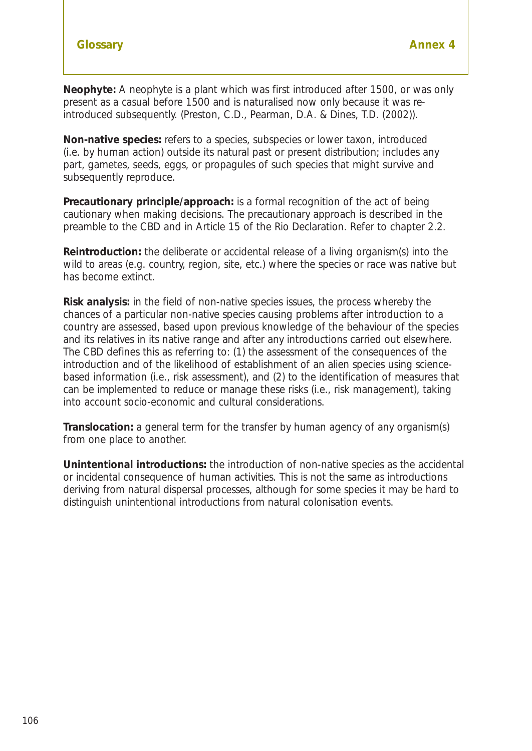**Neophyte:** A neophyte is a plant which was first introduced after 1500, or was only present as a casual before 1500 and is naturalised now only because it was re-introduced subsequently. (Preston, C.D., Pearman, D.A. & Dines, T.D. (2002)).

**Non-native species:** refers to a species, subspecies or lower taxon, introduced (i.e. by human action) outside its natural past or present distribution; includes any part, gametes, seeds, eggs, or propagules of such species that might survive and subsequently reproduce.

**Precautionary principle/approach:** is a formal recognition of the act of being cautionary when making decisions. The precautionary approach is described in the preamble to the CBD and in Article 15 of the Rio Declaration. Refer to chapter 2.2.

**Reintroduction:** the deliberate or accidental release of a living organism(s) into the wild to areas (e.g. country, region, site, etc.) where the species or race was native but has become extinct.

**Risk analysis:** in the field of non-native species issues, the process whereby the chances of a particular non-native species causing problems after introduction to a country are assessed, based upon previous knowledge of the behaviour of the species and its relatives in its native range and after any introductions carried out elsewhere. The CBD defines this as referring to: (1) the assessment of the consequences of the introduction and of the likelihood of establishment of an alien species using science-based information (i.e., risk assessment), and (2) to the identification of measures that can be implemented to reduce or manage these risks (i.e., risk management), taking into account socio-economic and cultural considerations.

**Translocation:** a general term for the transfer by human agency of any organism(s) from one place to another.

**Unintentional introductions:** the introduction of non-native species as the accidental or incidental consequence of human activities. This is not the same as introductions deriving from natural dispersal processes, although for some species it may be hard to distinguish unintentional introductions from natural colonisation events.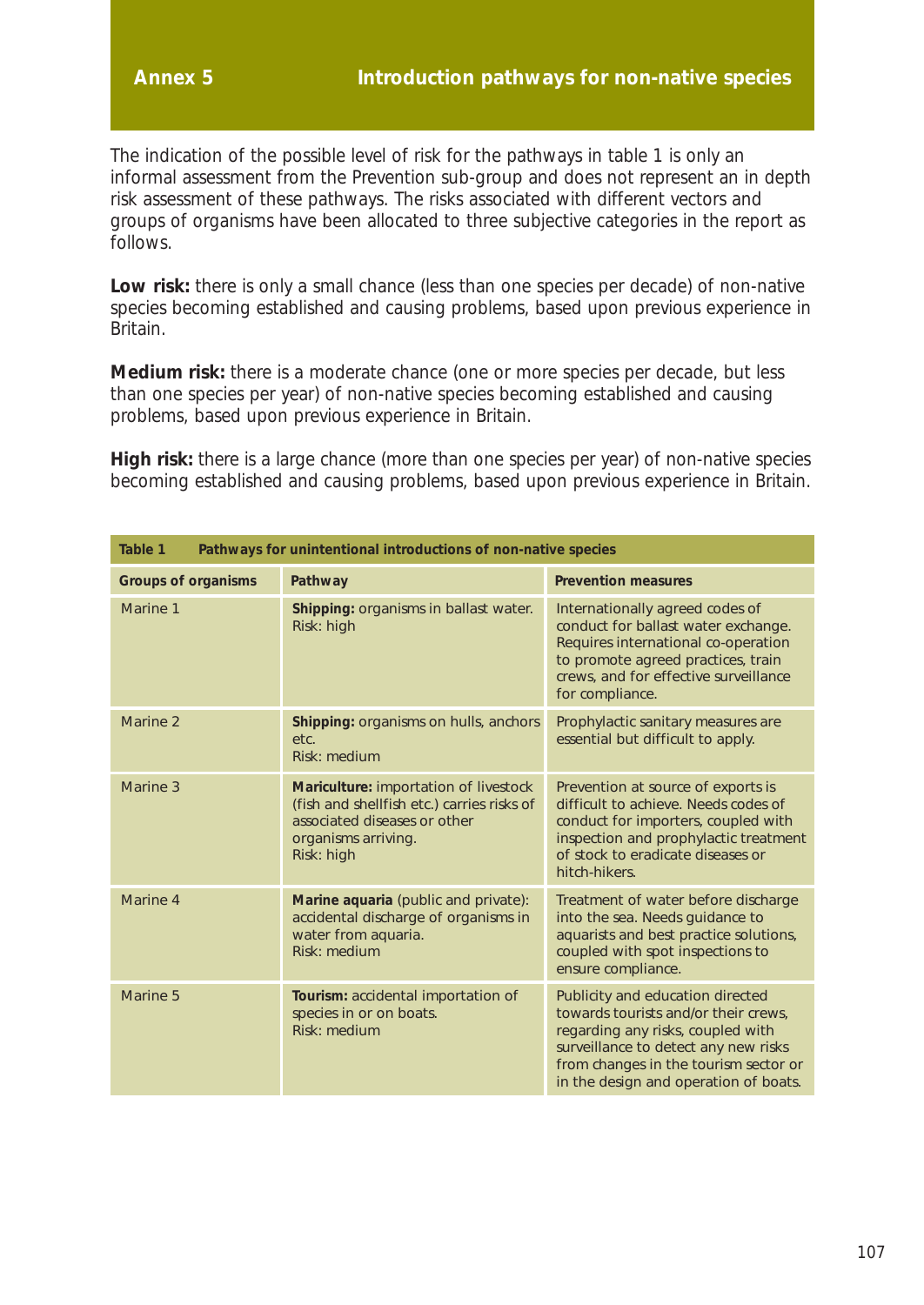## Annex 5 Introduction pathways for non-native species

The indication of the possible level of risk for the pathways in table 1 is only an informal assessment from the Prevention sub-group and does not represent an in depth risk assessment of these pathways. The risks associated with different vectors and groups of organisms have been allocated to three subjective categories in the report as follows.

**Low risk:** there is only a small chance (less than one species per decade) of non-native species becoming established and causing problems, based upon previous experience in Britain.

**Medium risk:** there is a moderate chance (one or more species per decade, but less than one species per year) of non-native species becoming established and causing problems, based upon previous experience in Britain.

**High risk:** there is a large chance (more than one species per year) of non-native species becoming established and causing problems, based upon previous experience in Britain.

**Table 1 Pathways for unintentional introductions of non-native species**

| Groups of organisms | Pathway | Prevention measures |
|---|---|---|
| Marine 1 | **Shipping:** organisms in ballast water. Risk: high | Internationally agreed codes of conduct for ballast water exchange. Requires international co-operation to promote agreed practices, train crews, and for effective surveillance for compliance. |
| Marine 2 | **Shipping:** organisms on hulls, anchors etc. Risk: medium | Prophylactic sanitary measures are essential but difficult to apply. |
| Marine 3 | **Mariculture:** importation of livestock (fish and shellfish etc.) carries risks of associated diseases or other organisms arriving. Risk: high | Prevention at source of exports is difficult to achieve. Needs codes of conduct for importers, coupled with inspection and prophylactic treatment of stock to eradicate diseases or hitch-hikers. |
| Marine 4 | **Marine aquaria** (public and private): accidental discharge of organisms in water from aquaria. Risk: medium | Treatment of water before discharge into the sea. Needs guidance to aquarists and best practice solutions, coupled with spot inspections to ensure compliance. |
| Marine 5 | **Tourism:** accidental importation of species in or on boats. Risk: medium | Publicity and education directed towards tourists and/or their crews, regarding any risks, coupled with surveillance to detect any new risks from changes in the tourism sector or in the design and operation of boats. |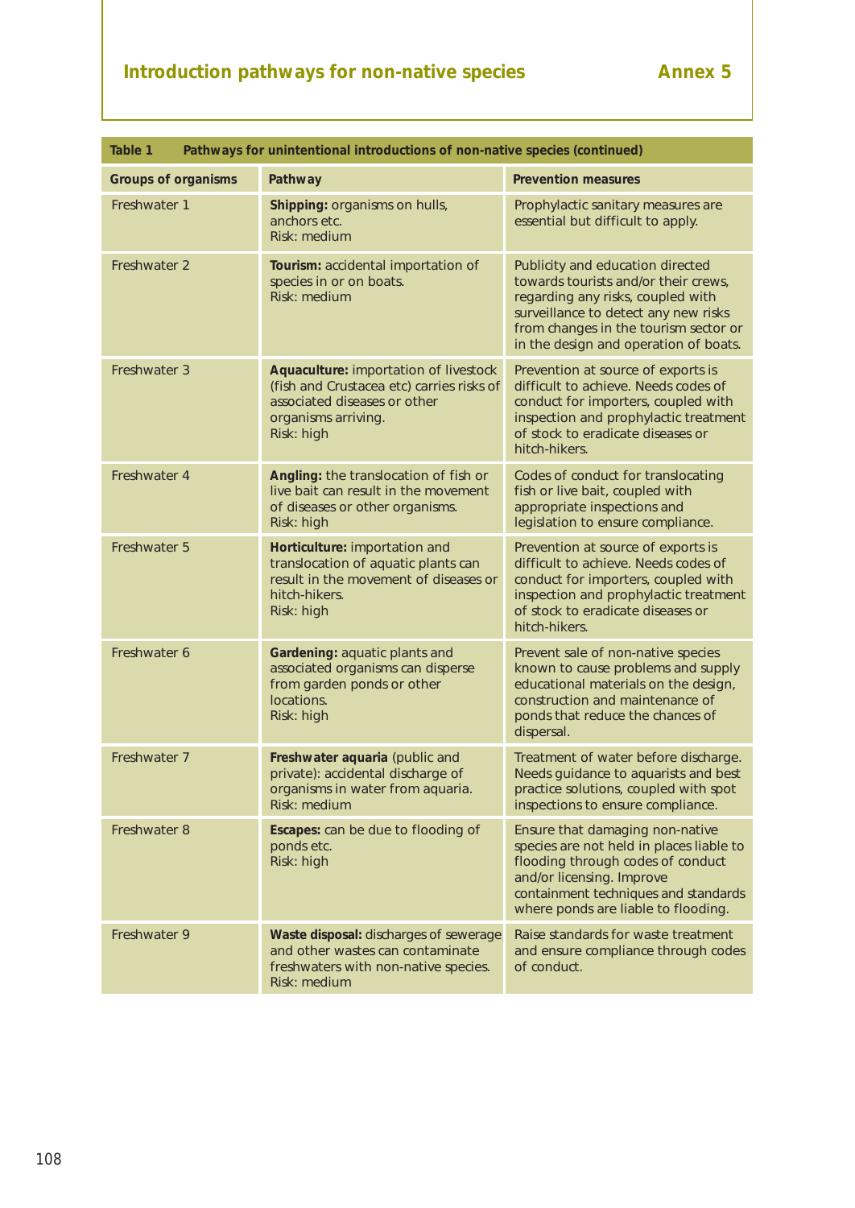**Table 1 Pathways for unintentional introductions of non-native species (continued)**

| Groups of organisms | Pathway | Prevention measures |
|---|---|---|
| Freshwater 1 | **Shipping:** organisms on hulls, anchors etc. Risk: medium | Prophylactic sanitary measures are essential but difficult to apply. |
| Freshwater 2 | **Tourism:** accidental importation of species in or on boats. Risk: medium | Publicity and education directed towards tourists and/or their crews, regarding any risks, coupled with surveillance to detect any new risks from changes in the tourism sector or in the design and operation of boats. |
| Freshwater 3 | **Aquaculture:** importation of livestock (fish and Crustacea etc) carries risks of associated diseases or other organisms arriving. Risk: high | Prevention at source of exports is difficult to achieve. Needs codes of conduct for importers, coupled with inspection and prophylactic treatment of stock to eradicate diseases or hitch-hikers. |
| Freshwater 4 | **Angling:** the translocation of fish or live bait can result in the movement of diseases or other organisms. Risk: high | Codes of conduct for translocating fish or live bait, coupled with appropriate inspections and legislation to ensure compliance. |
| Freshwater 5 | **Horticulture:** importation and translocation of aquatic plants can result in the movement of diseases or hitch-hikers. Risk: high | Prevention at source of exports is difficult to achieve. Needs codes of conduct for importers, coupled with inspection and prophylactic treatment of stock to eradicate diseases or hitch-hikers. |
| Freshwater 6 | **Gardening:** aquatic plants and associated organisms can disperse from garden ponds or other locations. Risk: high | Prevent sale of non-native species known to cause problems and supply educational materials on the design, construction and maintenance of ponds that reduce the chances of dispersal. |
| Freshwater 7 | **Freshwater aquaria** (public and private): accidental discharge of organisms in water from aquaria. Risk: medium | Treatment of water before discharge. Needs guidance to aquarists and best practice solutions, coupled with spot inspections to ensure compliance. |
| Freshwater 8 | **Escapes:** can be due to flooding of ponds etc. Risk: high | Ensure that damaging non-native species are not held in places liable to flooding through codes of conduct and/or licensing. Improve containment techniques and standards where ponds are liable to flooding. |
| Freshwater 9 | **Waste disposal:** discharges of sewerage and other wastes can contaminate freshwaters with non-native species. Risk: medium | Raise standards for waste treatment and ensure compliance through codes of conduct. |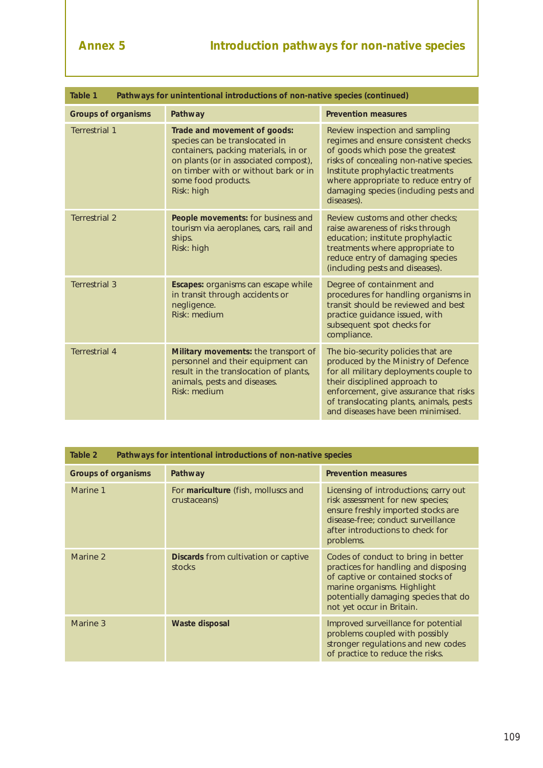## Annex 5 Introduction pathways for non-native species

**Table 1 Pathways for unintentional introductions of non-native species (continued)**

| Groups of organisms | Pathway | Prevention measures |
|---|---|---|
| Terrestrial 1 | **Trade and movement of goods:** species can be translocated in containers, packing materials, in or on plants (or in associated compost), on timber with or without bark or in some food products. Risk: high | Review inspection and sampling regimes and ensure consistent checks of goods which pose the greatest risks of concealing non-native species. Institute prophylactic treatments where appropriate to reduce entry of damaging species (including pests and diseases). |
| Terrestrial 2 | **People movements:** for business and tourism via aeroplanes, cars, rail and ships. Risk: high | Review customs and other checks; raise awareness of risks through education; institute prophylactic treatments where appropriate to reduce entry of damaging species (including pests and diseases). |
| Terrestrial 3 | **Escapes:** organisms can escape while in transit through accidents or negligence. Risk: medium | Degree of containment and procedures for handling organisms in transit should be reviewed and best practice guidance issued, with subsequent spot checks for compliance. |
| Terrestrial 4 | **Military movements:** the transport of personnel and their equipment can result in the translocation of plants, animals, pests and diseases. Risk: medium | The bio-security policies that are produced by the Ministry of Defence for all military deployments couple to their disciplined approach to enforcement, give assurance that risks of translocating plants, animals, pests and diseases have been minimised. |

**Table 2 Pathways for intentional introductions of non-native species**

| Groups of organisms | Pathway | Prevention measures |
|---|---|---|
| Marine 1 | For **mariculture** (fish, molluscs and crustaceans) | Licensing of introductions; carry out risk assessment for new species; ensure freshly imported stocks are disease-free; conduct surveillance after introductions to check for problems. |
| Marine 2 | **Discards** from cultivation or captive stocks | Codes of conduct to bring in better practices for handling and disposing of captive or contained stocks of marine organisms. Highlight potentially damaging species that do not yet occur in Britain. |
| Marine 3 | **Waste disposal** | Improved surveillance for potential problems coupled with possibly stronger regulations and new codes of practice to reduce the risks. |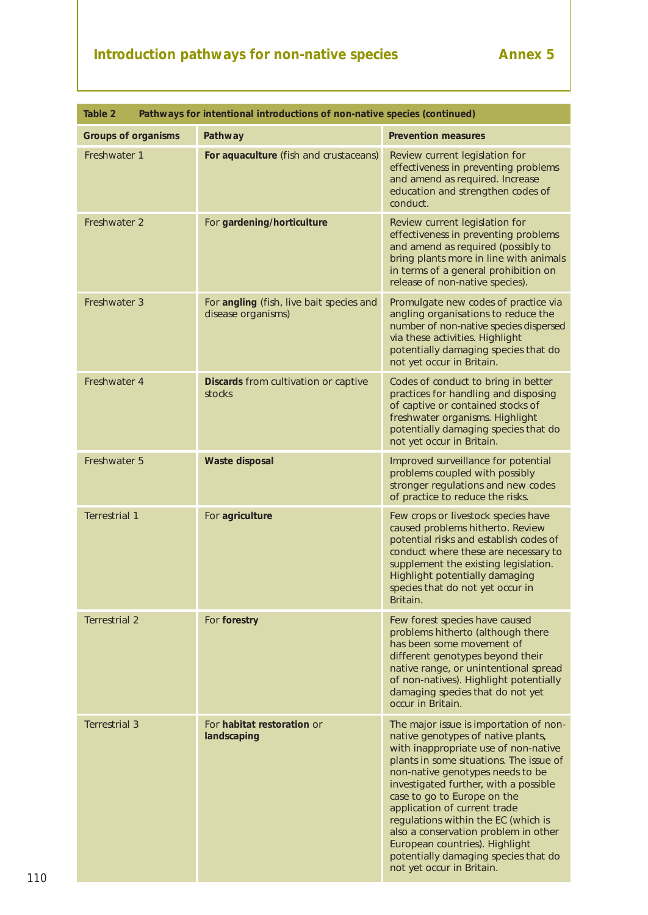| Groups of organisms | Pathway | Prevention measures |
|---|---|---|
| Freshwater 1 | **For aquaculture** (fish and crustaceans) | Review current legislation for effectiveness in preventing problems and amend as required. Increase education and strengthen codes of conduct. |
| Freshwater 2 | For **gardening/horticulture** | Review current legislation for effectiveness in preventing problems and amend as required (possibly to bring plants more in line with animals in terms of a general prohibition on release of non-native species). |
| Freshwater 3 | For **angling** (fish, live bait species and disease organisms) | Promulgate new codes of practice via angling organisations to reduce the number of non-native species dispersed via these activities. Highlight potentially damaging species that do not yet occur in Britain. |
| Freshwater 4 | **Discards** from cultivation or captive stocks | Codes of conduct to bring in better practices for handling and disposing of captive or contained stocks of freshwater organisms. Highlight potentially damaging species that do not yet occur in Britain. |
| Freshwater 5 | **Waste disposal** | Improved surveillance for potential problems coupled with possibly stronger regulations and new codes of practice to reduce the risks. |
| Terrestrial 1 | For **agriculture** | Few crops or livestock species have caused problems hitherto. Review potential risks and establish codes of conduct where these are necessary to supplement the existing legislation. Highlight potentially damaging species that do not yet occur in Britain. |
| Terrestrial 2 | For **forestry** | Few forest species have caused problems hitherto (although there has been some movement of different genotypes beyond their native range, or unintentional spread of non-natives). Highlight potentially damaging species that do not yet occur in Britain. |
| Terrestrial 3 | For **habitat restoration** or **landscaping** | The major issue is importation of non-native genotypes of native plants, with inappropriate use of non-native plants in some situations. The issue of non-native genotypes needs to be investigated further, with a possible case to go to Europe on the application of current trade regulations within the EC (which is also a conservation problem in other European countries). Highlight potentially damaging species that do not yet occur in Britain. |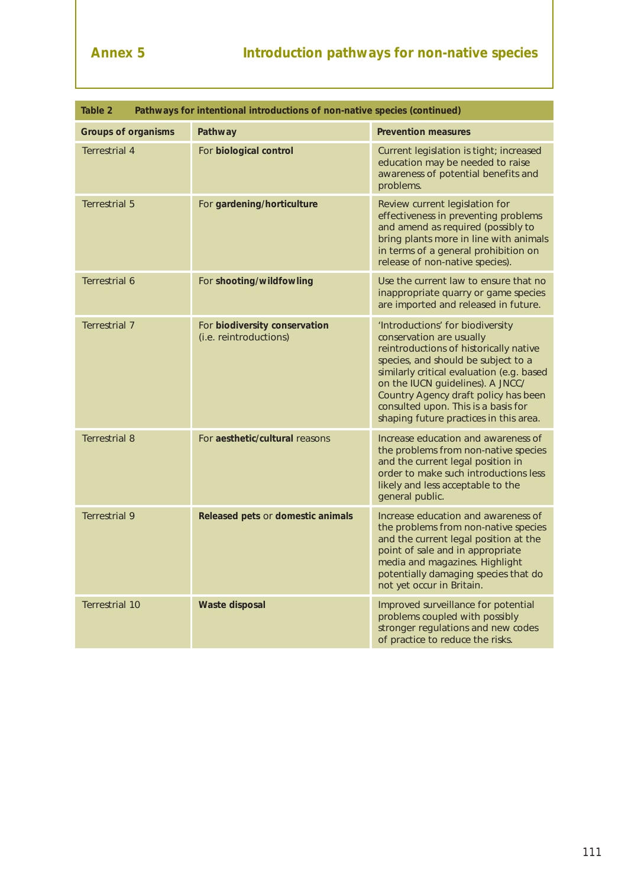## Annex 5 Introduction pathways for non-native species

**Table 2 Pathways for intentional introductions of non-native species (continued)**

| Groups of organisms | Pathway | Prevention measures |
|---|---|---|
| Terrestrial 4 | For **biological control** | Current legislation is tight; increased education may be needed to raise awareness of potential benefits and problems. |
| Terrestrial 5 | For **gardening/horticulture** | Review current legislation for effectiveness in preventing problems and amend as required (possibly to bring plants more in line with animals in terms of a general prohibition on release of non-native species). |
| Terrestrial 6 | For **shooting/wildfowling** | Use the current law to ensure that no inappropriate quarry or game species are imported and released in future. |
| Terrestrial 7 | For **biodiversity conservation** (i.e. reintroductions) | 'Introductions' for biodiversity conservation are usually reintroductions of historically native species, and should be subject to a similarly critical evaluation (e.g. based on the IUCN guidelines). A JNCC/ Country Agency draft policy has been consulted upon. This is a basis for shaping future practices in this area. |
| Terrestrial 8 | For **aesthetic/cultural** reasons | Increase education and awareness of the problems from non-native species and the current legal position in order to make such introductions less likely and less acceptable to the general public. |
| Terrestrial 9 | **Released pets** or **domestic animals** | Increase education and awareness of the problems from non-native species and the current legal position at the point of sale and in appropriate media and magazines. Highlight potentially damaging species that do not yet occur in Britain. |
| Terrestrial 10 | **Waste disposal** | Improved surveillance for potential problems coupled with possibly stronger regulations and new codes of practice to reduce the risks. |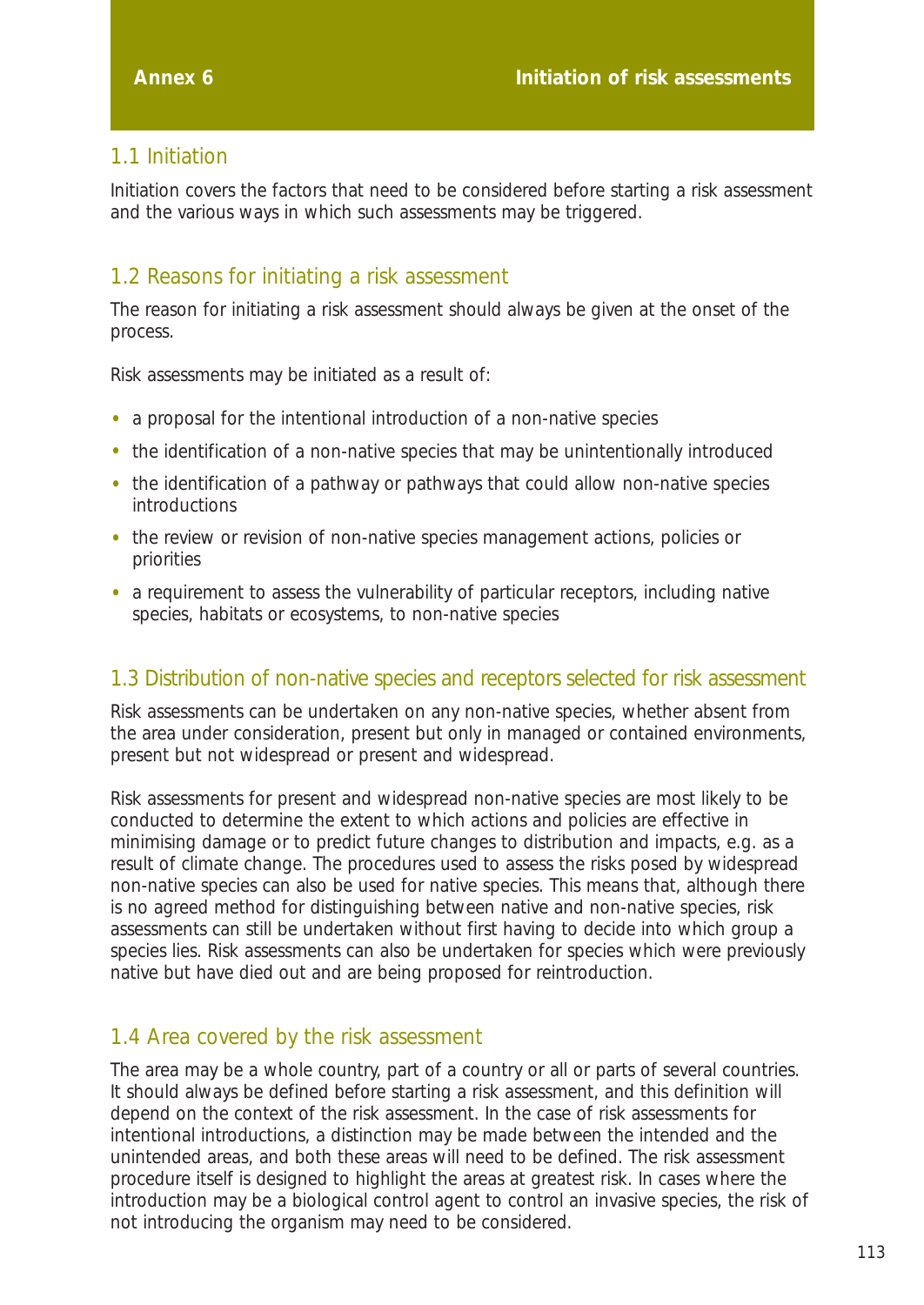# Annex 6 Initiation of risk assessments

## 1.1 Initiation

Initiation covers the factors that need to be considered before starting a risk assessment and the various ways in which such assessments may be triggered.

## 1.2 Reasons for initiating a risk assessment

The reason for initiating a risk assessment should always be given at the onset of the process.

Risk assessments may be initiated as a result of:

- a proposal for the intentional introduction of a non-native species
- the identification of a non-native species that may be unintentionally introduced
- the identification of a pathway or pathways that could allow non-native species introductions
- the review or revision of non-native species management actions, policies or priorities
- a requirement to assess the vulnerability of particular receptors, including native species, habitats or ecosystems, to non-native species

## 1.3 Distribution of non-native species and receptors selected for risk assessment

Risk assessments can be undertaken on any non-native species, whether absent from the area under consideration, present but only in managed or contained environments, present but not widespread or present and widespread.

Risk assessments for present and widespread non-native species are most likely to be conducted to determine the extent to which actions and policies are effective in minimising damage or to predict future changes to distribution and impacts, e.g. as a result of climate change. The procedures used to assess the risks posed by widespread non-native species can also be used for native species. This means that, although there is no agreed method for distinguishing between native and non-native species, risk assessments can still be undertaken without first having to decide into which group a species lies. Risk assessments can also be undertaken for species which were previously native but have died out and are being proposed for reintroduction.

## 1.4 Area covered by the risk assessment

The area may be a whole country, part of a country or all or parts of several countries. It should always be defined before starting a risk assessment, and this definition will depend on the context of the risk assessment. In the case of risk assessments for intentional introductions, a distinction may be made between the intended and the unintended areas, and both these areas will need to be defined. The risk assessment procedure itself is designed to highlight the areas at greatest risk. In cases where the introduction may be a biological control agent to control an invasive species, the risk of not introducing the organism may need to be considered.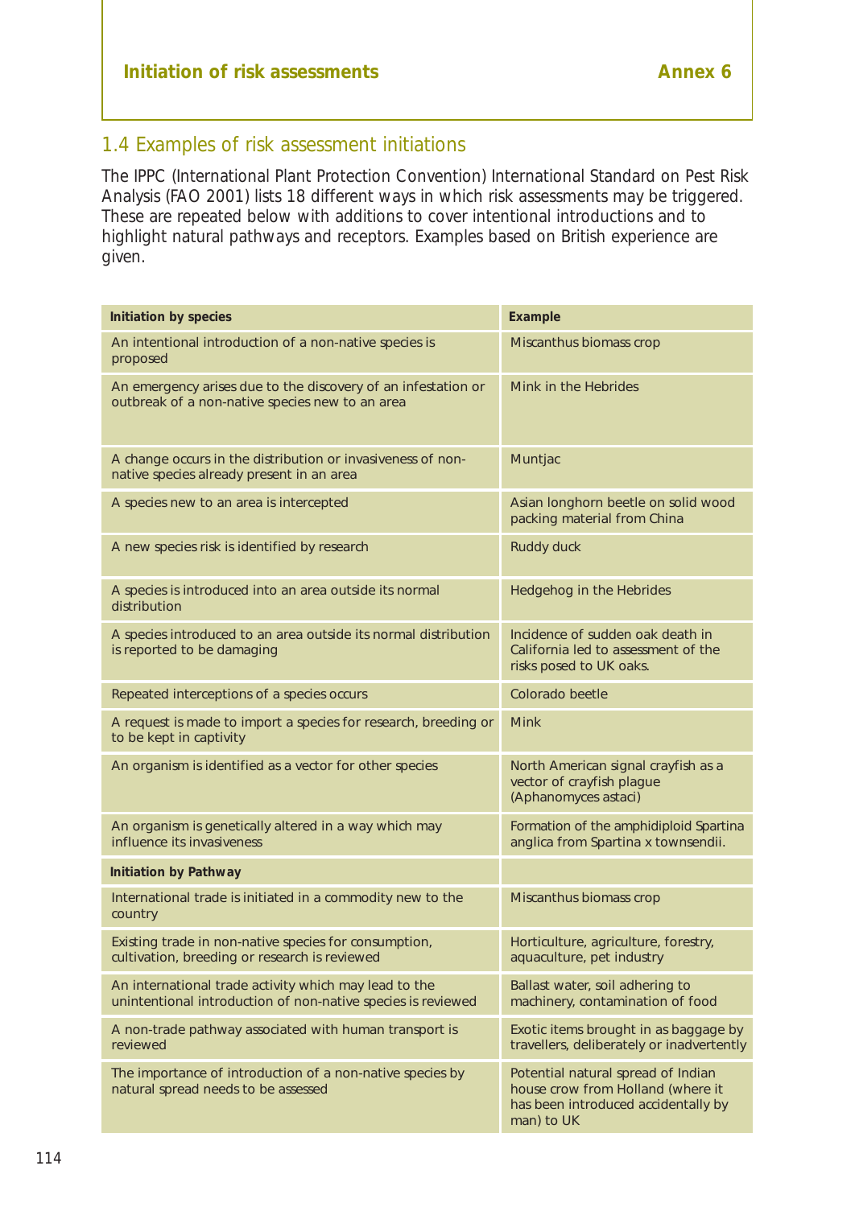## 1.4 Examples of risk assessment initiations

The IPPC (International Plant Protection Convention) International Standard on Pest Risk Analysis (FAO 2001) lists 18 different ways in which risk assessments may be triggered. These are repeated below with additions to cover intentional introductions and to highlight natural pathways and receptors. Examples based on British experience are given.

| **Initiation by species** | **Example** |
|---|---|
| An intentional introduction of a non-native species is proposed | Miscanthus biomass crop |
| An emergency arises due to the discovery of an infestation or outbreak of a non-native species new to an area | Mink in the Hebrides |
| A change occurs in the distribution or invasiveness of non-native species already present in an area | Muntjac |
| A species new to an area is intercepted | Asian longhorn beetle on solid wood packing material from China |
| A new species risk is identified by research | Ruddy duck |
| A species is introduced into an area outside its normal distribution | Hedgehog in the Hebrides |
| A species introduced to an area outside its normal distribution is reported to be damaging | Incidence of sudden oak death in California led to assessment of the risks posed to UK oaks. |
| Repeated interceptions of a species occurs | Colorado beetle |
| A request is made to import a species for research, breeding or to be kept in captivity | Mink |
| An organism is identified as a vector for other species | North American signal crayfish as a vector of crayfish plague (Aphanomyces astaci) |
| An organism is genetically altered in a way which may influence its invasiveness | Formation of the amphidiploid Spartina anglica from Spartina x townsendii. |
| **Initiation by Pathway** | |
| International trade is initiated in a commodity new to the country | Miscanthus biomass crop |
| Existing trade in non-native species for consumption, cultivation, breeding or research is reviewed | Horticulture, agriculture, forestry, aquaculture, pet industry |
| An international trade activity which may lead to the unintentional introduction of non-native species is reviewed | Ballast water, soil adhering to machinery, contamination of food |
| A non-trade pathway associated with human transport is reviewed | Exotic items brought in as baggage by travellers, deliberately or inadvertently |
| The importance of introduction of a non-native species by natural spread needs to be assessed | Potential natural spread of Indian house crow from Holland (where it has been introduced accidentally by man) to UK |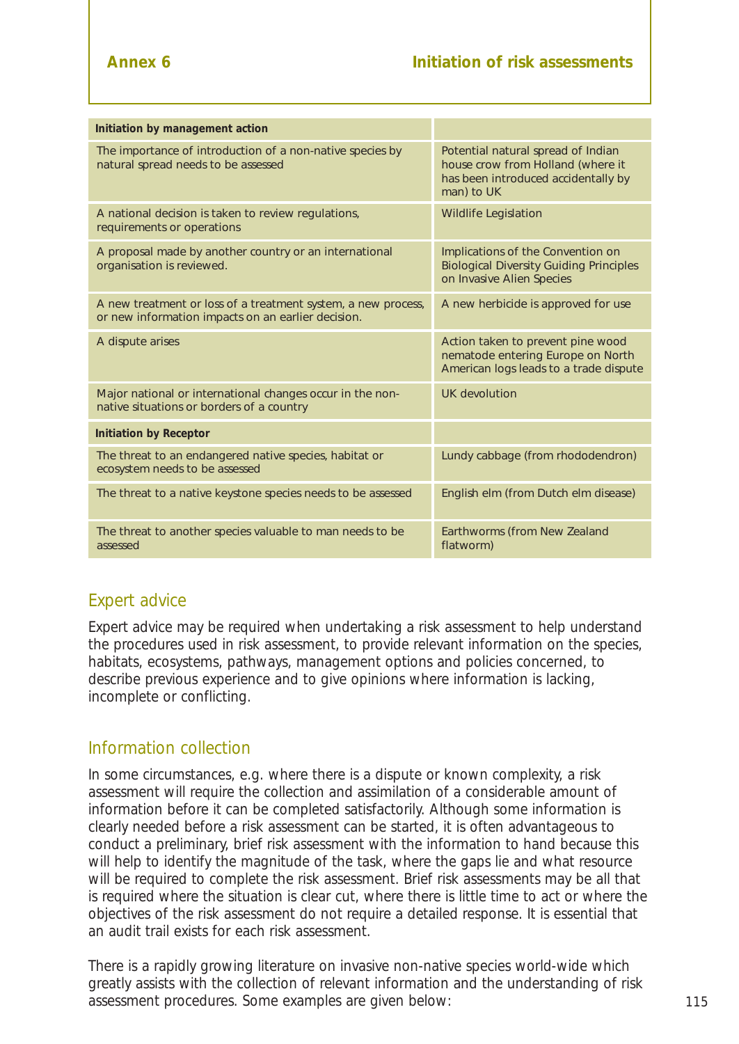## Annex 6 Initiation of risk assessments

| **Initiation by management action** | |
|---|---|
| The importance of introduction of a non-native species by natural spread needs to be assessed | Potential natural spread of Indian house crow from Holland (where it has been introduced accidentally by man) to UK |
| A national decision is taken to review regulations, requirements or operations | Wildlife Legislation |
| A proposal made by another country or an international organisation is reviewed. | Implications of the Convention on Biological Diversity Guiding Principles on Invasive Alien Species |
| A new treatment or loss of a treatment system, a new process, or new information impacts on an earlier decision. | A new herbicide is approved for use |
| A dispute arises | Action taken to prevent pine wood nematode entering Europe on North American logs leads to a trade dispute |
| Major national or international changes occur in the non-native situations or borders of a country | UK devolution |
| **Initiation by Receptor** | |
| The threat to an endangered native species, habitat or ecosystem needs to be assessed | Lundy cabbage (from rhododendron) |
| The threat to a native keystone species needs to be assessed | English elm (from Dutch elm disease) |
| The threat to another species valuable to man needs to be assessed | Earthworms (from New Zealand flatworm) |

### Expert advice

Expert advice may be required when undertaking a risk assessment to help understand the procedures used in risk assessment, to provide relevant information on the species, habitats, ecosystems, pathways, management options and policies concerned, to describe previous experience and to give opinions where information is lacking, incomplete or conflicting.

### Information collection

In some circumstances, e.g. where there is a dispute or known complexity, a risk assessment will require the collection and assimilation of a considerable amount of information before it can be completed satisfactorily. Although some information is clearly needed before a risk assessment can be started, it is often advantageous to conduct a preliminary, brief risk assessment with the information to hand because this will help to identify the magnitude of the task, where the gaps lie and what resource will be required to complete the risk assessment. Brief risk assessments may be all that is required where the situation is clear cut, where there is little time to act or where the objectives of the risk assessment do not require a detailed response. It is essential that an audit trail exists for each risk assessment.

There is a rapidly growing literature on invasive non-native species world-wide which greatly assists with the collection of relevant information and the understanding of risk assessment procedures. Some examples are given below: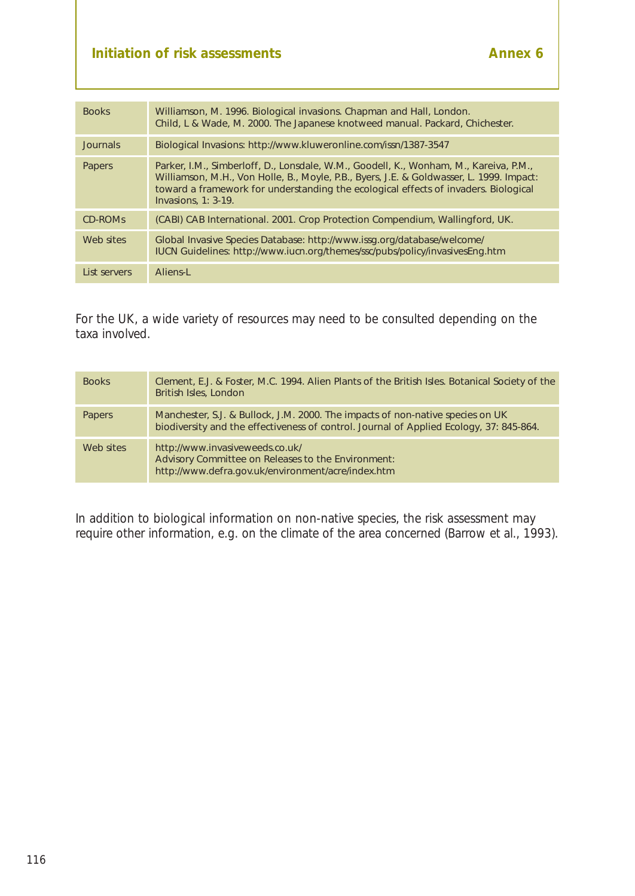| | |
|---|---|
| Books | Williamson, M. 1996. Biological invasions. Chapman and Hall, London.<br>Child, L & Wade, M. 2000. The Japanese knotweed manual. Packard, Chichester. |
| Journals | Biological Invasions: http://www.kluweronline.com/issn/1387-3547 |
| Papers | Parker, I.M., Simberloff, D., Lonsdale, W.M., Goodell, K., Wonham, M., Kareiva, P.M., Williamson, M.H., Von Holle, B., Moyle, P.B., Byers, J.E. & Goldwasser, L. 1999. Impact: toward a framework for understanding the ecological effects of invaders. Biological Invasions, 1: 3-19. |
| CD-ROMs | (CABI) CAB International. 2001. Crop Protection Compendium, Wallingford, UK. |
| Web sites | Global Invasive Species Database: http://www.issg.org/database/welcome/<br>IUCN Guidelines: http://www.iucn.org/themes/ssc/pubs/policy/invasivesEng.htm |
| List servers | Aliens-L |

For the UK, a wide variety of resources may need to be consulted depending on the taxa involved.

| | |
|---|---|
| Books | Clement, E.J. & Foster, M.C. 1994. Alien Plants of the British Isles. Botanical Society of the British Isles, London |
| Papers | Manchester, S.J. & Bullock, J.M. 2000. The impacts of non-native species on UK biodiversity and the effectiveness of control. Journal of Applied Ecology, 37: 845-864. |
| Web sites | http://www.invasiveweeds.co.uk/<br>Advisory Committee on Releases to the Environment:<br>http://www.defra.gov.uk/environment/acre/index.htm |

In addition to biological information on non-native species, the risk assessment may require other information, e.g. on the climate of the area concerned (Barrow et al., 1993).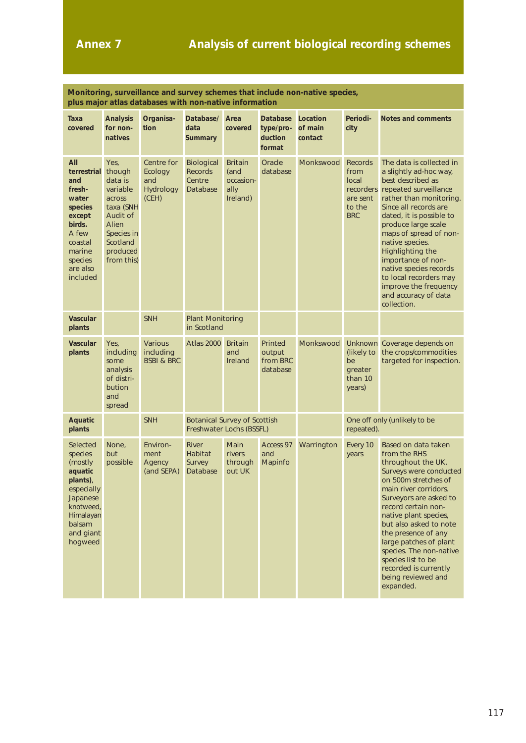# Annex 7 Analysis of current biological recording schemes

**Monitoring, surveillance and survey schemes that include non-native species, plus major atlas databases with non-native information**

| Taxa covered | Analysis for non-natives | Organisation | Database/ data Summary | Area covered | Database type/production format | Location of main contact | Periodicity | Notes and comments |
|---|---|---|---|---|---|---|---|---|
| **All terrestrial and freshwater species except birds.** A few coastal marine species are also included | Yes, though data is variable across taxa (SNH Audit of Alien Species in Scotland produced from this) | Centre for Ecology and Hydrology (CEH) | Biological Records Centre Database | Britain (and occasionally Ireland) | Oracle database | Monkswood | Records from local recorders are sent to the BRC | The data is collected in a slightly ad-hoc way, best described as repeated surveillance rather than monitoring. Since all records are dated, it is possible to produce large scale maps of spread of non-native species. Highlighting the importance of non-native species records to local recorders may improve the frequency and accuracy of data collection. |
| **Vascular plants** | | SNH | Plant Monitoring in Scotland | | | | | |
| **Vascular plants** | Yes, including some analysis of distribution and spread | Various including BSBI & BRC | Atlas 2000 | Britain and Ireland | Printed output from BRC database | Monkswood | Unknown (likely to be greater than 10 years) | Coverage depends on the crops/commodities targeted for inspection. |
| **Aquatic plants** | | SNH | Botanical Survey of Scottish Freshwater Lochs (BSSFL) | | | | One off only (unlikely to be repeated). | |
| Selected species (mostly **aquatic plants**), especially Japanese knotweed, Himalayan balsam and giant hogweed | None, but possible | Environment Agency (and SEPA) | River Habitat Survey Database | Main rivers through out UK | Access 97 and Mapinfo | Warrington | Every 10 years | Based on data taken from the RHS throughout the UK. Surveys were conducted on 500m stretches of main river corridors. Surveyors are asked to record certain non-native plant species, but also asked to note the presence of any large patches of plant species. The non-native species list to be recorded is currently being reviewed and expanded. |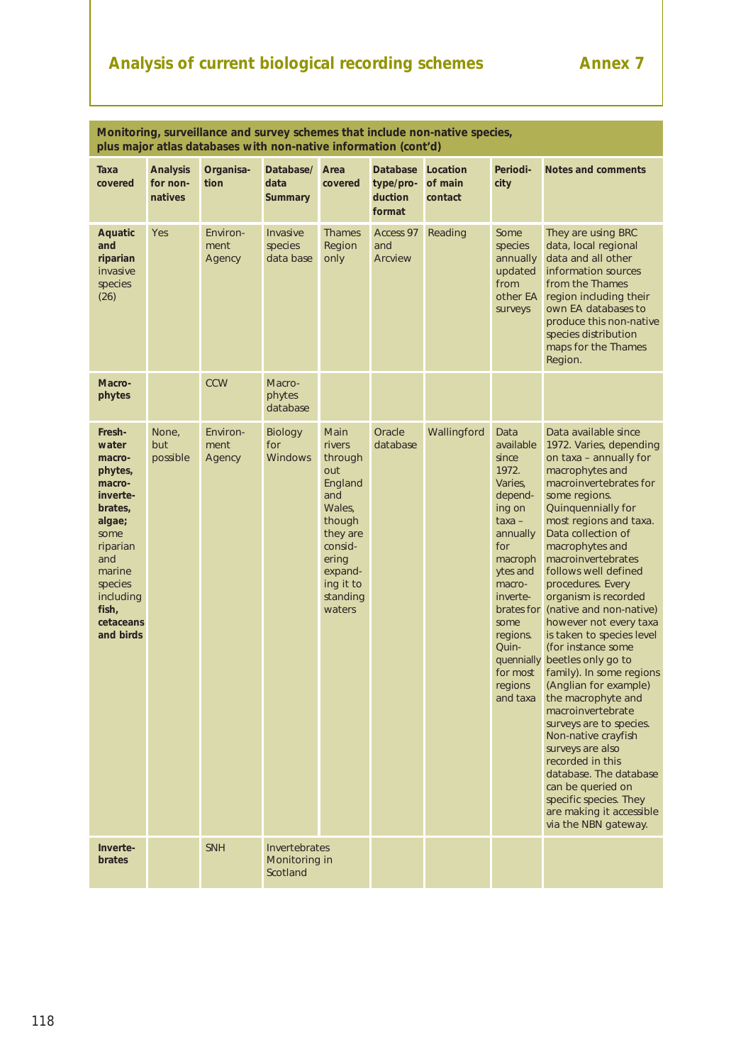## Analysis of current biological recording schemes — Annex 7

**Monitoring, surveillance and survey schemes that include non-native species, plus major atlas databases with non-native information (cont'd)**

| Taxa covered | Analysis for non-natives | Organisation | Database/ data Summary | Area covered | Database type/production format | Location of main contact | Periodicity | Notes and comments |
|---|---|---|---|---|---|---|---|---|
| **Aquatic and riparian** invasive species (26) | Yes | Environment Agency | Invasive species data base | Thames Region only | Access 97 and Arcview | Reading | Some species annually updated from other EA surveys | They are using BRC data, local regional data and all other information sources from the Thames region including their own EA databases to produce this non-native species distribution maps for the Thames Region. |
| **Macrophytes** | | CCW | Macrophytes database | | | | | |
| **Freshwater macrophytes, macroinvertebrates, algae;** some riparian and marine species including **fish, cetaceans and birds** | None, but possible | Environment Agency | Biology for Windows | Main rivers throughout England and Wales, though they are considering expanding it to standing waters | Oracle database | Wallingford | Data available since 1972. Varies, depending on taxa – annually for macrophytes and macroinvertebrates for some regions. Quinquennially for most regions and taxa | Data available since 1972. Varies, depending on taxa – annually for macrophytes and macroinvertebrates for some regions. Quinquennially for most regions and taxa. Data collection of macrophytes and macroinvertebrates follows well defined procedures. Every organism is recorded (native and non-native) however not every taxa is taken to species level (for instance some beetles only go to family). In some regions (Anglian for example) the macrophyte and macroinvertebrate surveys are to species. Non-native crayfish surveys are also recorded in this database. The database can be queried on specific species. They are making it accessible via the NBN gateway. |
| **Invertebrates** | | SNH | Invertebrates Monitoring in Scotland | | | | | |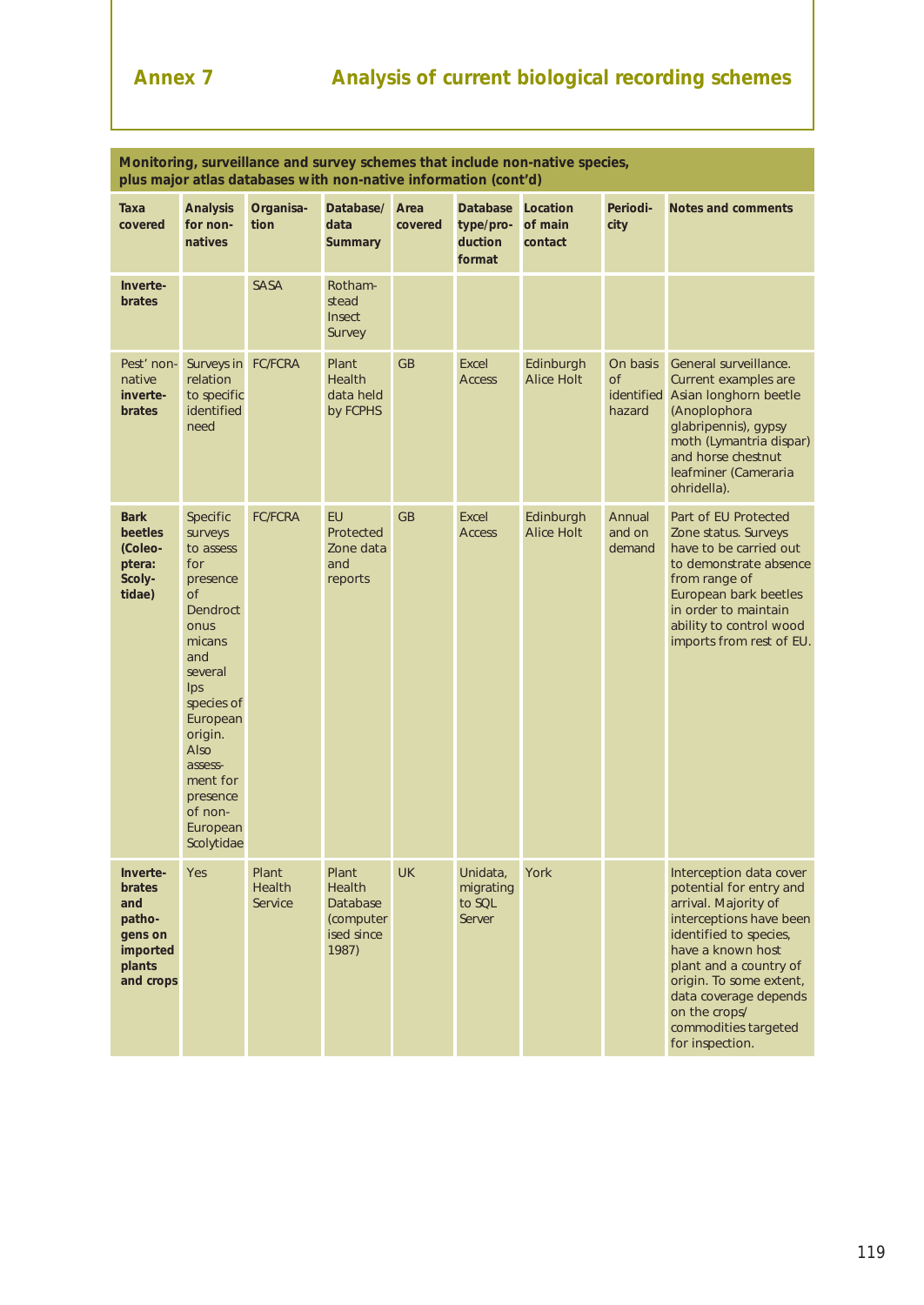## Annex 7 Analysis of current biological recording schemes

**Monitoring, surveillance and survey schemes that include non-native species, plus major atlas databases with non-native information (cont'd)**

| Taxa covered | Analysis for non-natives | Organisation | Database/ data Summary | Area covered | Database type/production format | Location of main contact | Periodicity | Notes and comments |
|---|---|---|---|---|---|---|---|---|
| **Invertebrates** | | SASA | Rothamstead Insect Survey | | | | | |
| Pest' non-native **invertebrates** | Surveys in relation to specific identified need | FC/FCRA | Plant Health data held by FCPHS | GB | Excel Access | Edinburgh Alice Holt | On basis of identified hazard | General surveillance. Current examples are Asian longhorn beetle (Anoplophora glabripennis), gypsy moth (Lymantria dispar) and horse chestnut leafminer (Cameraria ohridella). |
| **Bark beetles (Coleoptera: Scolytidae)** | Specific surveys to assess for presence of Dendroctonus micans and several Ips species of European origin. Also assessment for presence of non-European Scolytidae | FC/FCRA | EU Protected Zone data and reports | GB | Excel Access | Edinburgh Alice Holt | Annual and on demand | Part of EU Protected Zone status. Surveys have to be carried out to demonstrate absence from range of European bark beetles in order to maintain ability to control wood imports from rest of EU. |
| **Invertebrates and pathogens on imported plants and crops** | Yes | Plant Health Service | Plant Health Database (computerised since 1987) | UK | Unidata, migrating to SQL Server | York | | Interception data cover potential for entry and arrival. Majority of interceptions have been identified to species, have a known host plant and a country of origin. To some extent, data coverage depends on the crops/ commodities targeted for inspection. |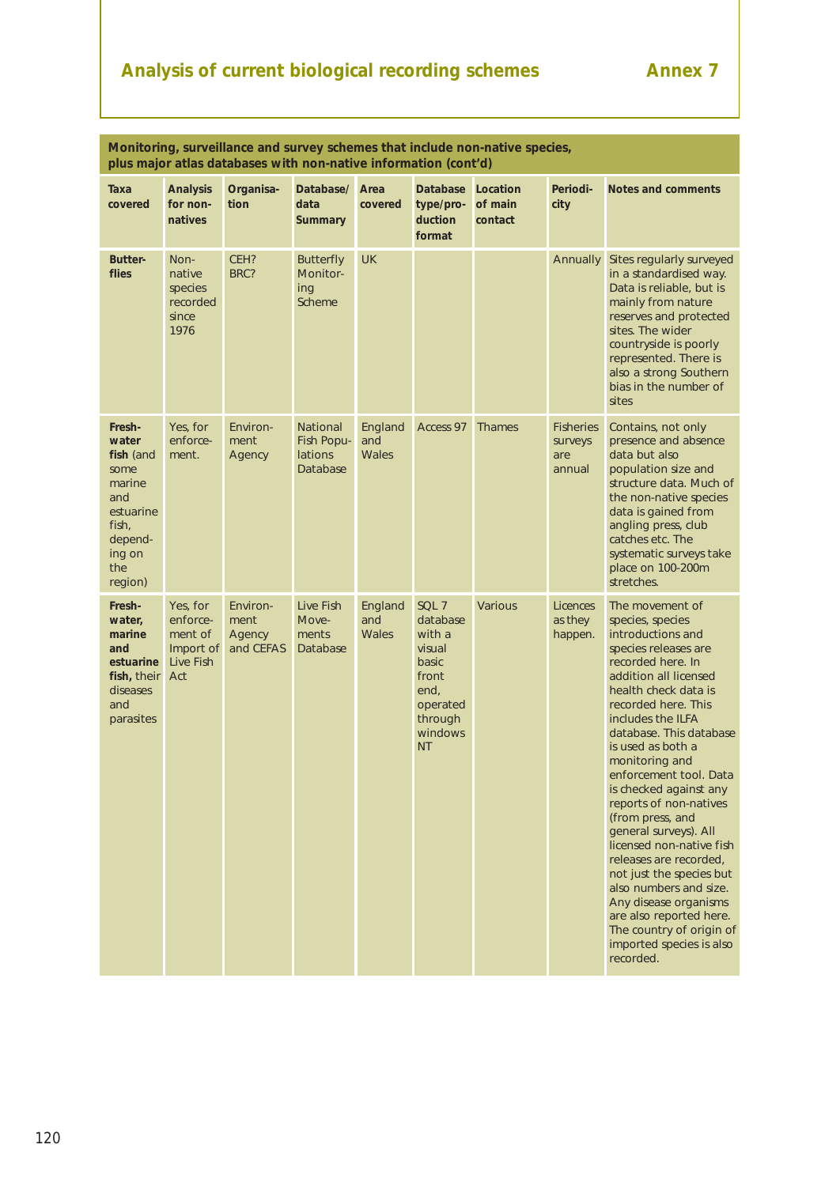**Monitoring, surveillance and survey schemes that include non-native species, plus major atlas databases with non-native information (cont'd)**

| Taxa covered | Analysis for non-natives | Organisation | Database/ data Summary | Area covered | Database type/production format | Location of main contact | Periodicity | Notes and comments |
|---|---|---|---|---|---|---|---|---|
| **Butterflies** | Non-native species recorded since 1976 | CEH? BRC? | Butterfly Monitoring Scheme | UK | | | Annually | Sites regularly surveyed in a standardised way. Data is reliable, but is mainly from nature reserves and protected sites. The wider countryside is poorly represented. There is also a strong Southern bias in the number of sites |
| **Freshwater fish** (and some marine and estuarine fish, depending on the region) | Yes, for enforcement. | Environment Agency | National Fish Populations Database | England and Wales | Access 97 | Thames | Fisheries surveys are annual | Contains, not only presence and absence data but also population size and structure data. Much of the non-native species data is gained from angling press, club catches etc. The systematic surveys take place on 100-200m stretches. |
| **Freshwater, marine and estuarine fish,** their diseases and parasites | Yes, for enforcement of Import of Live Fish Act | Environment Agency and CEFAS | Live Fish Movements Database | England and Wales | SQL 7 database with a visual basic front end, operated through windows NT | Various | Licences as they happen. | The movement of species, species introductions and species releases are recorded here. In addition all licensed health check data is recorded here. This includes the ILFA database. This database is used as both a monitoring and enforcement tool. Data is checked against any reports of non-natives (from press, and general surveys). All licensed non-native fish releases are recorded, not just the species but also numbers and size. Any disease organisms are also reported here. The country of origin of imported species is also recorded. |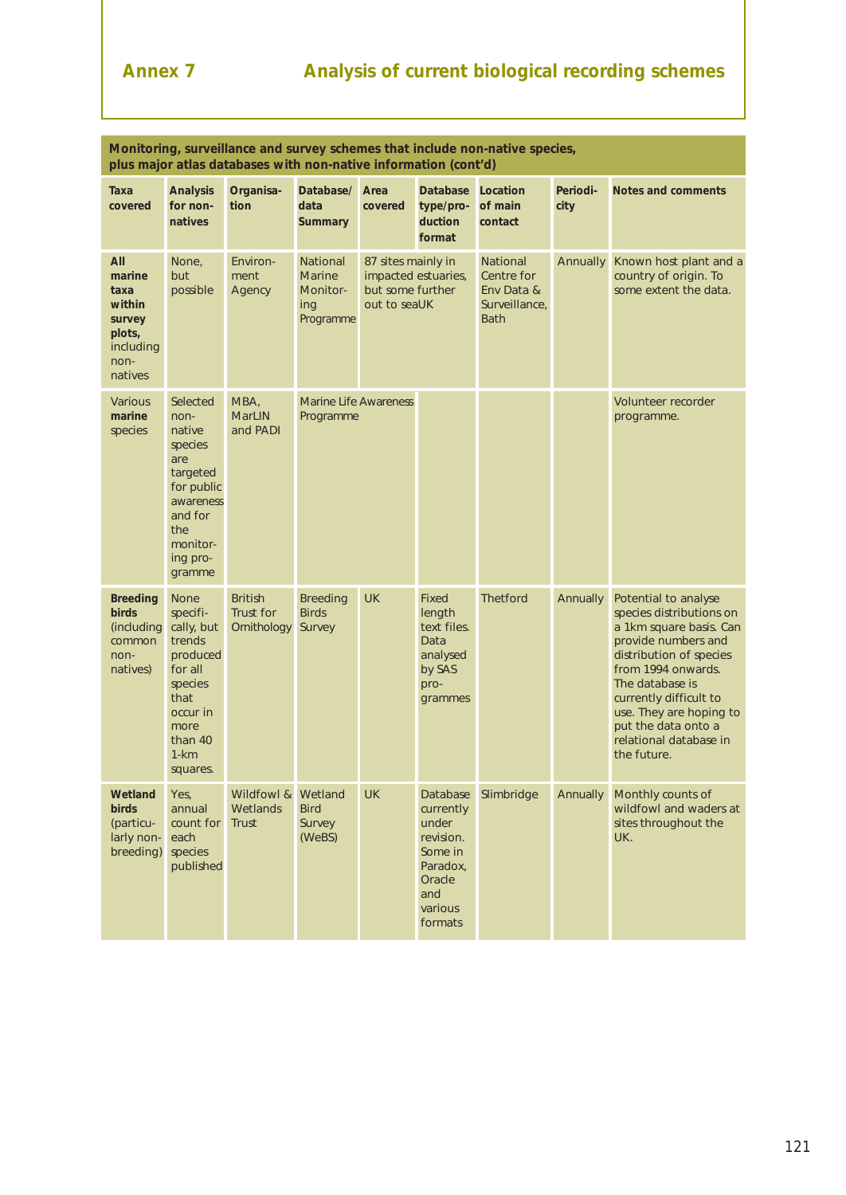## Annex 7 Analysis of current biological recording schemes

**Monitoring, surveillance and survey schemes that include non-native species, plus major atlas databases with non-native information (cont'd)**

| Taxa covered | Analysis for non-natives | Organisation | Database/ data Summary | Area covered | Database type/production format | Location of main contact | Periodicity | Notes and comments |
|---|---|---|---|---|---|---|---|---|
| **All marine taxa within survey plots,** including non-natives | None, but possible | Environment Agency | National Marine Monitoring Programme | 87 sites mainly in impacted estuaries, but some further out to seaUK | | National Centre for Env Data & Surveillance, Bath | Annually | Known host plant and a country of origin. To some extent the data. |
| Various **marine** species | Selected non-native species are targeted for public awareness and for the monitoring programme | MBA, MarLIN and PADI | Marine Life Awareness Programme | | | | | Volunteer recorder programme. |
| **Breeding birds** (including common non-natives) | None specifically, but trends produced for all species that occur in more than 40 1-km squares. | British Trust for Ornithology | Breeding Birds Survey | UK | Fixed length text files. Data analysed by SAS programmes | Thetford | Annually | Potential to analyse species distributions on a 1km square basis. Can provide numbers and distribution of species from 1994 onwards. The database is currently difficult to use. They are hoping to put the data onto a relational database in the future. |
| **Wetland birds** (particularly non-breeding) | Yes, annual count for each species published | Wildfowl & Wetlands Trust | Wetland Bird Survey (WeBS) | UK | Database currently under revision. Some in Paradox, Oracle and various formats | Slimbridge | Annually | Monthly counts of wildfowl and waders at sites throughout the UK. |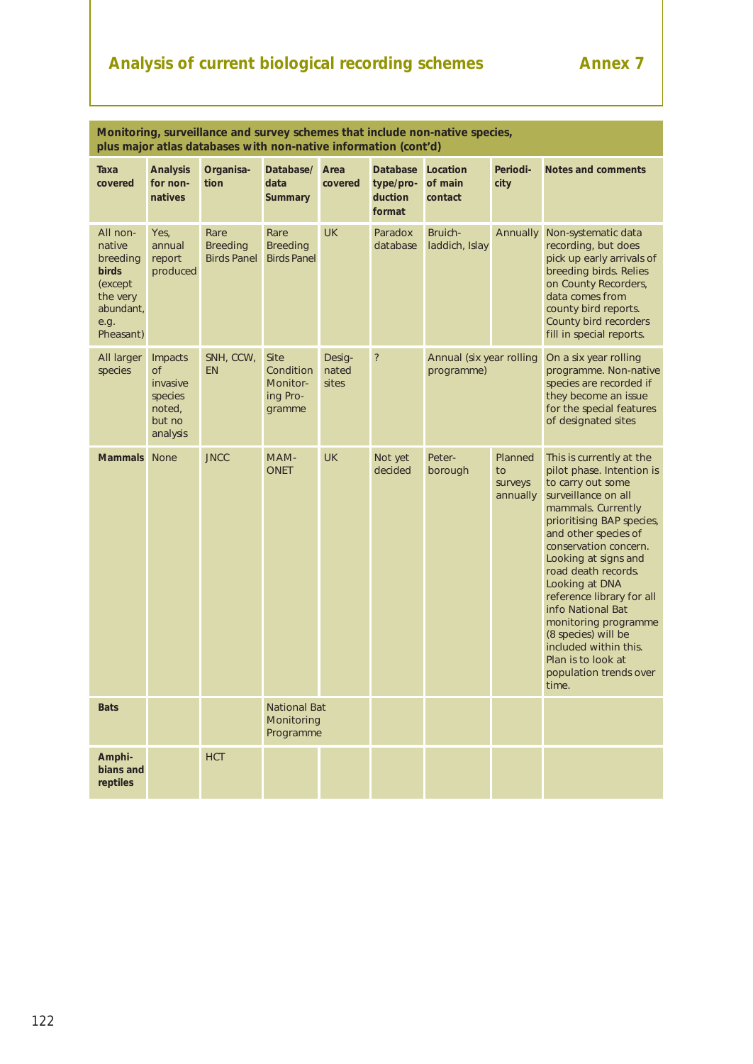## Analysis of current biological recording schemes

## Annex 7

**Monitoring, surveillance and survey schemes that include non-native species, plus major atlas databases with non-native information (cont'd)**

| Taxa covered | Analysis for non-natives | Organisation | Database/ data Summary | Area covered | Database type/production format | Location of main contact | Periodicity | Notes and comments |
|---|---|---|---|---|---|---|---|---|
| All non-native breeding **birds** (except the very abundant, e.g. Pheasant) | Yes, annual report produced | Rare Breeding Birds Panel | Rare Breeding Birds Panel | UK | Paradox database | Bruichladdich, Islay | Annually | Non-systematic data recording, but does pick up early arrivals of breeding birds. Relies on County Recorders, data comes from county bird reports. County bird recorders fill in special reports. |
| All larger species | Impacts of invasive species noted, but no analysis | SNH, CCW, EN | Site Condition Monitoring Programme | Designated sites | ? | Annual (six year rolling programme) | | On a six year rolling programme. Non-native species are recorded if they become an issue for the special features of designated sites |
| **Mammals** | None | JNCC | MAMONET | UK | Not yet decided | Peterborough | Planned to surveys annually | This is currently at the pilot phase. Intention is to carry out some surveillance on all mammals. Currently prioritising BAP species, and other species of conservation concern. Looking at signs and road death records. Looking at DNA reference library for all info National Bat monitoring programme (8 species) will be included within this. Plan is to look at population trends over time. |
| **Bats** | | | National Bat Monitoring Programme | | | | | |
| **Amphibians and reptiles** | | HCT | | | | | | |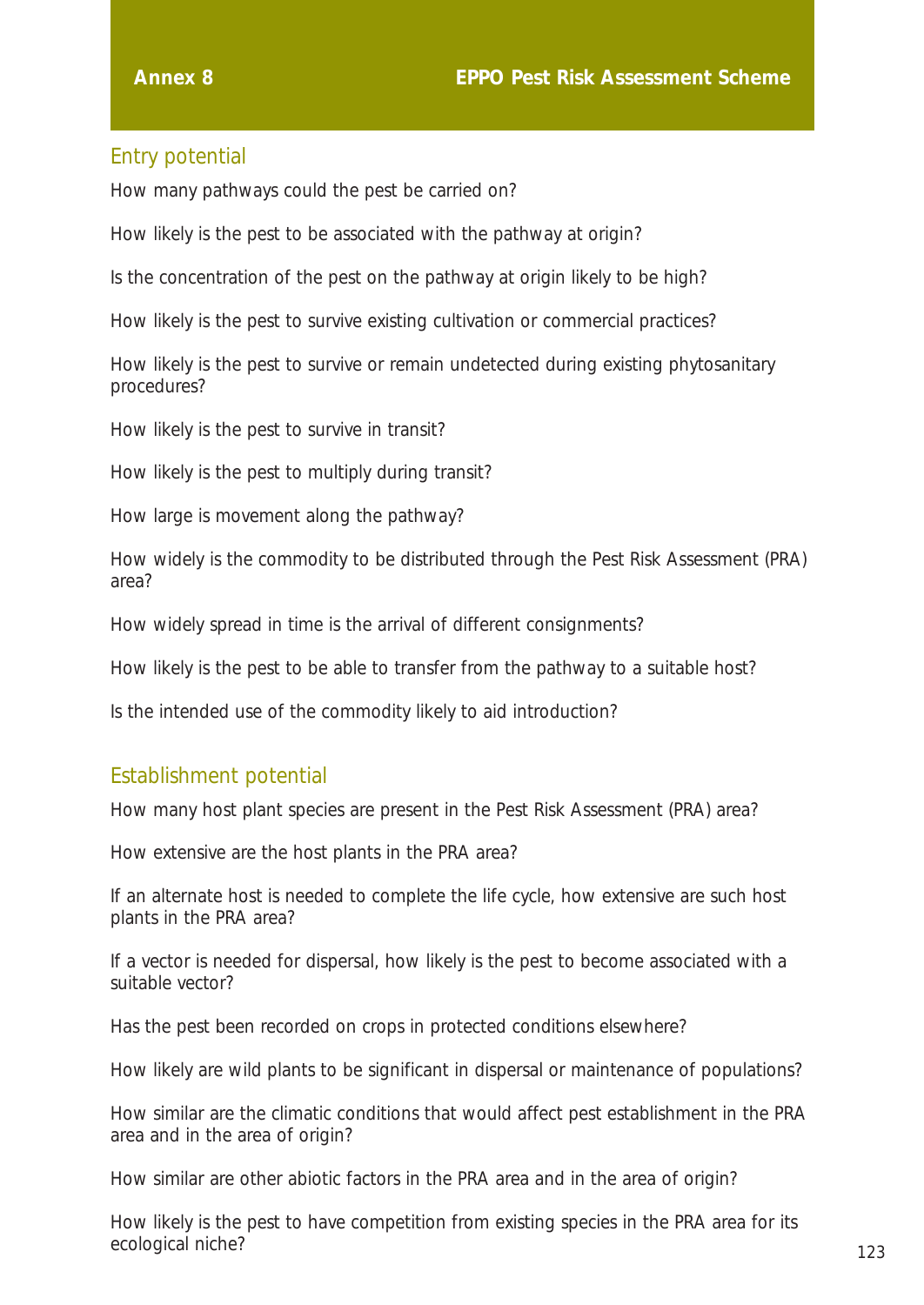## Entry potential

How many pathways could the pest be carried on?

How likely is the pest to be associated with the pathway at origin?

Is the concentration of the pest on the pathway at origin likely to be high?

How likely is the pest to survive existing cultivation or commercial practices?

How likely is the pest to survive or remain undetected during existing phytosanitary procedures?

How likely is the pest to survive in transit?

How likely is the pest to multiply during transit?

How large is movement along the pathway?

How widely is the commodity to be distributed through the Pest Risk Assessment (PRA) area?

How widely spread in time is the arrival of different consignments?

How likely is the pest to be able to transfer from the pathway to a suitable host?

Is the intended use of the commodity likely to aid introduction?

## Establishment potential

How many host plant species are present in the Pest Risk Assessment (PRA) area?

How extensive are the host plants in the PRA area?

If an alternate host is needed to complete the life cycle, how extensive are such host plants in the PRA area?

If a vector is needed for dispersal, how likely is the pest to become associated with a suitable vector?

Has the pest been recorded on crops in protected conditions elsewhere?

How likely are wild plants to be significant in dispersal or maintenance of populations?

How similar are the climatic conditions that would affect pest establishment in the PRA area and in the area of origin?

How similar are other abiotic factors in the PRA area and in the area of origin?

How likely is the pest to have competition from existing species in the PRA area for its ecological niche?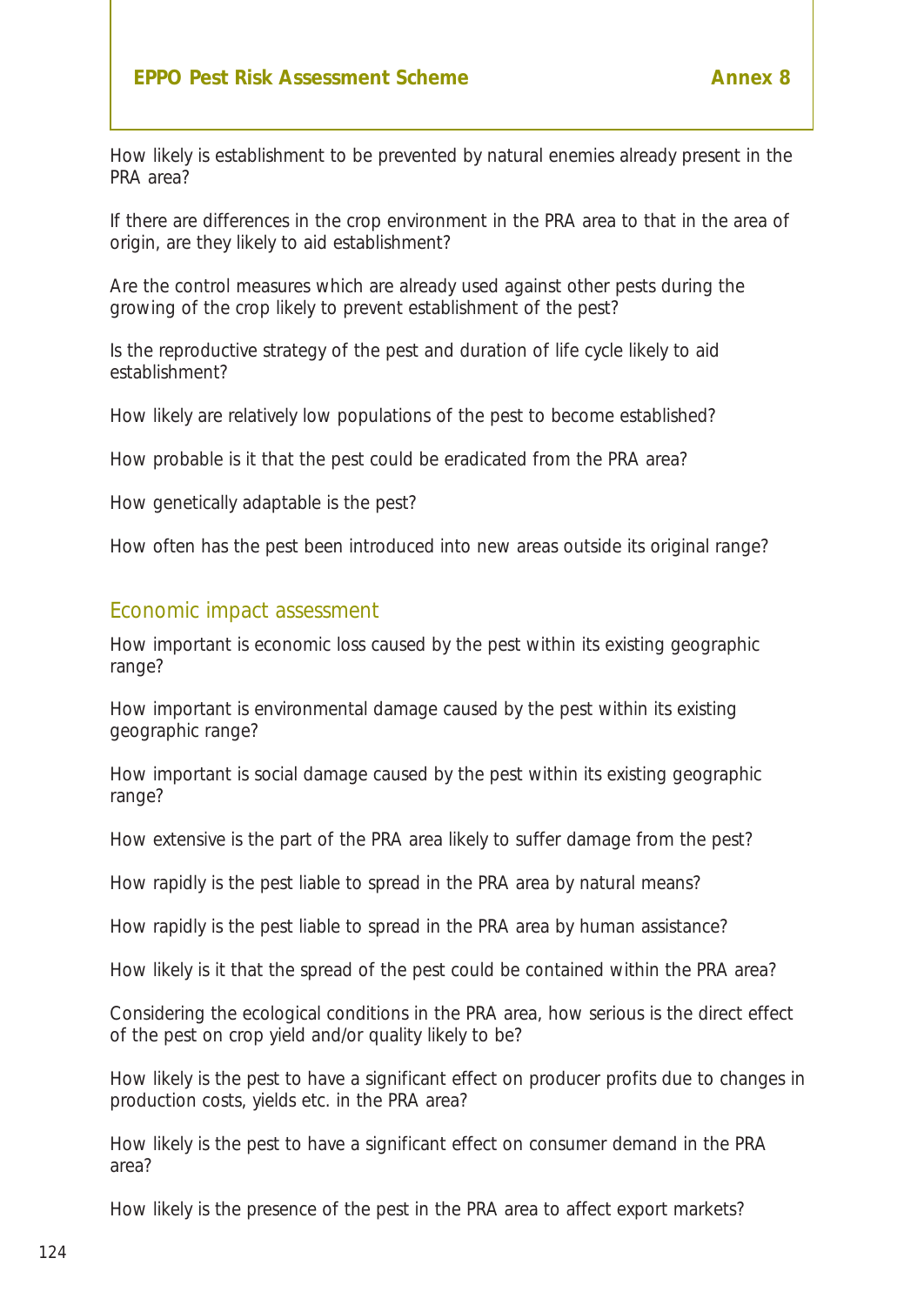How likely is establishment to be prevented by natural enemies already present in the PRA area?

If there are differences in the crop environment in the PRA area to that in the area of origin, are they likely to aid establishment?

Are the control measures which are already used against other pests during the growing of the crop likely to prevent establishment of the pest?

Is the reproductive strategy of the pest and duration of life cycle likely to aid establishment?

How likely are relatively low populations of the pest to become established?

How probable is it that the pest could be eradicated from the PRA area?

How genetically adaptable is the pest?

How often has the pest been introduced into new areas outside its original range?

## Economic impact assessment

How important is economic loss caused by the pest within its existing geographic range?

How important is environmental damage caused by the pest within its existing geographic range?

How important is social damage caused by the pest within its existing geographic range?

How extensive is the part of the PRA area likely to suffer damage from the pest?

How rapidly is the pest liable to spread in the PRA area by natural means?

How rapidly is the pest liable to spread in the PRA area by human assistance?

How likely is it that the spread of the pest could be contained within the PRA area?

Considering the ecological conditions in the PRA area, how serious is the direct effect of the pest on crop yield and/or quality likely to be?

How likely is the pest to have a significant effect on producer profits due to changes in production costs, yields etc. in the PRA area?

How likely is the pest to have a significant effect on consumer demand in the PRA area?

How likely is the presence of the pest in the PRA area to affect export markets?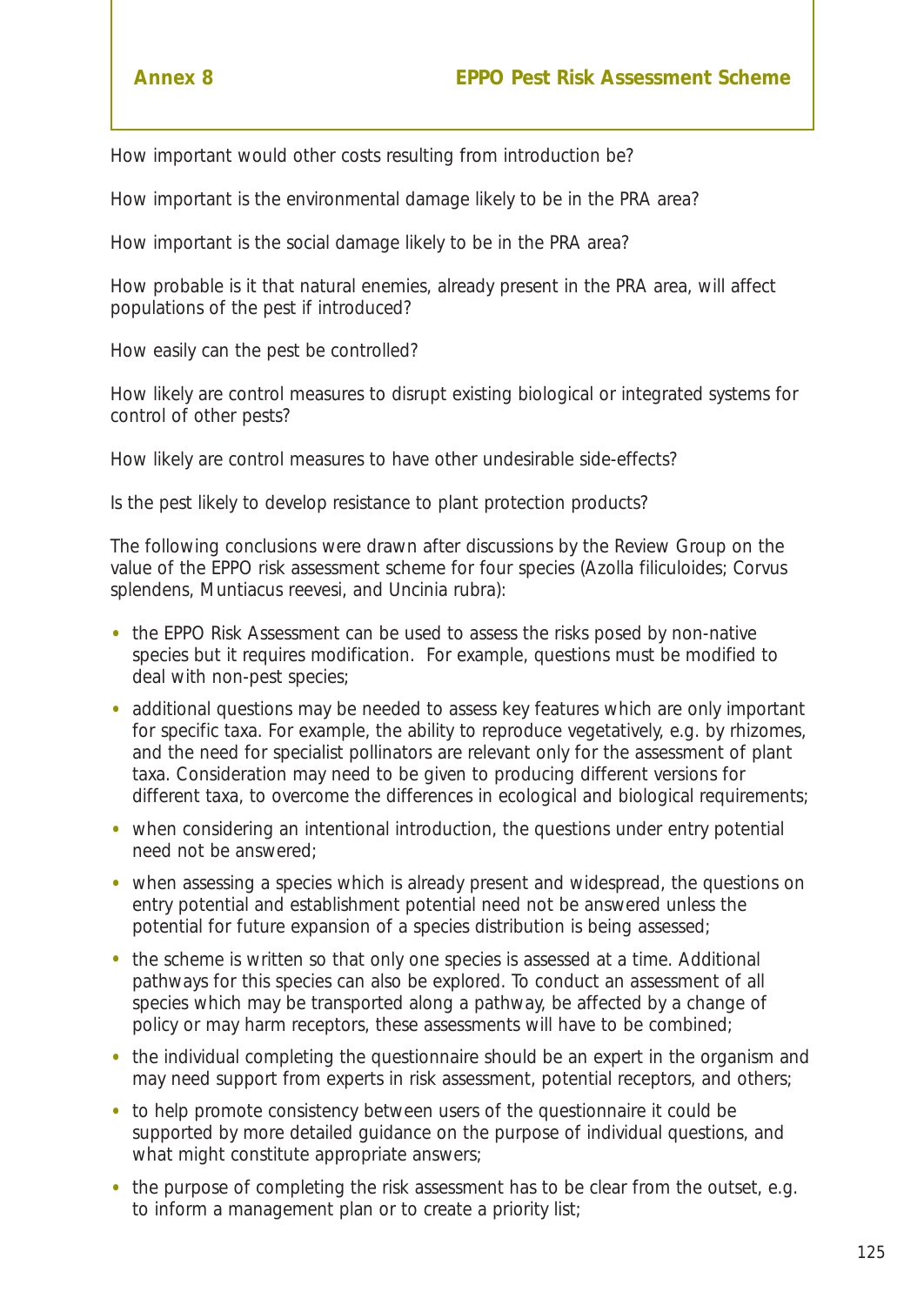How important would other costs resulting from introduction be?

How important is the environmental damage likely to be in the PRA area?

How important is the social damage likely to be in the PRA area?

How probable is it that natural enemies, already present in the PRA area, will affect populations of the pest if introduced?

How easily can the pest be controlled?

How likely are control measures to disrupt existing biological or integrated systems for control of other pests?

How likely are control measures to have other undesirable side-effects?

Is the pest likely to develop resistance to plant protection products?

The following conclusions were drawn after discussions by the Review Group on the value of the EPPO risk assessment scheme for four species (Azolla filiculoides; Corvus splendens, Muntiacus reevesi, and Uncinia rubra):

- the EPPO Risk Assessment can be used to assess the risks posed by non-native species but it requires modification. For example, questions must be modified to deal with non-pest species;
- additional questions may be needed to assess key features which are only important for specific taxa. For example, the ability to reproduce vegetatively, e.g. by rhizomes, and the need for specialist pollinators are relevant only for the assessment of plant taxa. Consideration may need to be given to producing different versions for different taxa, to overcome the differences in ecological and biological requirements;
- when considering an intentional introduction, the questions under entry potential need not be answered;
- when assessing a species which is already present and widespread, the questions on entry potential and establishment potential need not be answered unless the potential for future expansion of a species distribution is being assessed;
- the scheme is written so that only one species is assessed at a time. Additional pathways for this species can also be explored. To conduct an assessment of all species which may be transported along a pathway, be affected by a change of policy or may harm receptors, these assessments will have to be combined;
- the individual completing the questionnaire should be an expert in the organism and may need support from experts in risk assessment, potential receptors, and others;
- to help promote consistency between users of the questionnaire it could be supported by more detailed guidance on the purpose of individual questions, and what might constitute appropriate answers;
- the purpose of completing the risk assessment has to be clear from the outset, e.g. to inform a management plan or to create a priority list;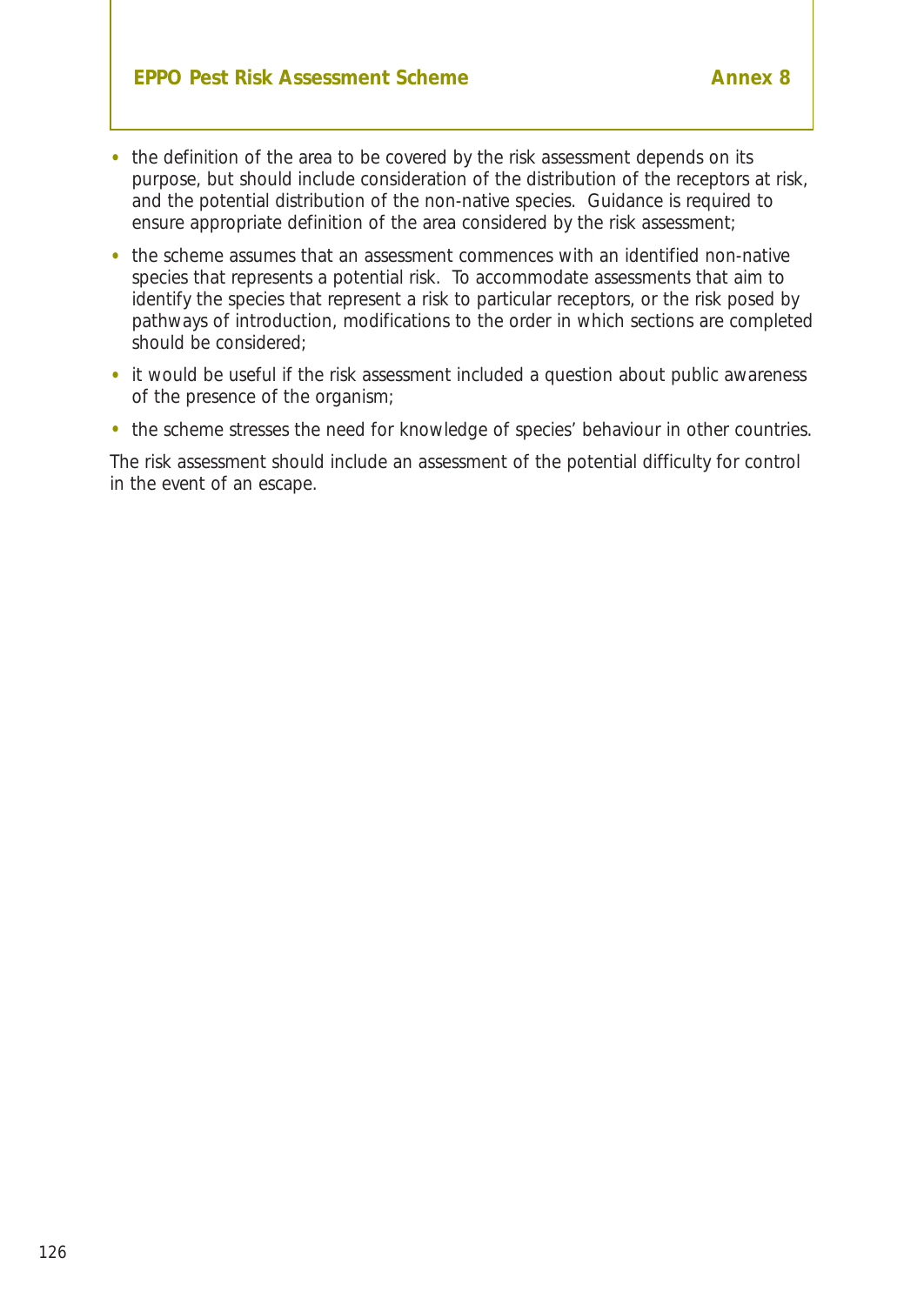- the definition of the area to be covered by the risk assessment depends on its purpose, but should include consideration of the distribution of the receptors at risk, and the potential distribution of the non-native species. Guidance is required to ensure appropriate definition of the area considered by the risk assessment;
- the scheme assumes that an assessment commences with an identified non-native species that represents a potential risk. To accommodate assessments that aim to identify the species that represent a risk to particular receptors, or the risk posed by pathways of introduction, modifications to the order in which sections are completed should be considered;
- it would be useful if the risk assessment included a question about public awareness of the presence of the organism;
- the scheme stresses the need for knowledge of species' behaviour in other countries.

The risk assessment should include an assessment of the potential difficulty for control in the event of an escape.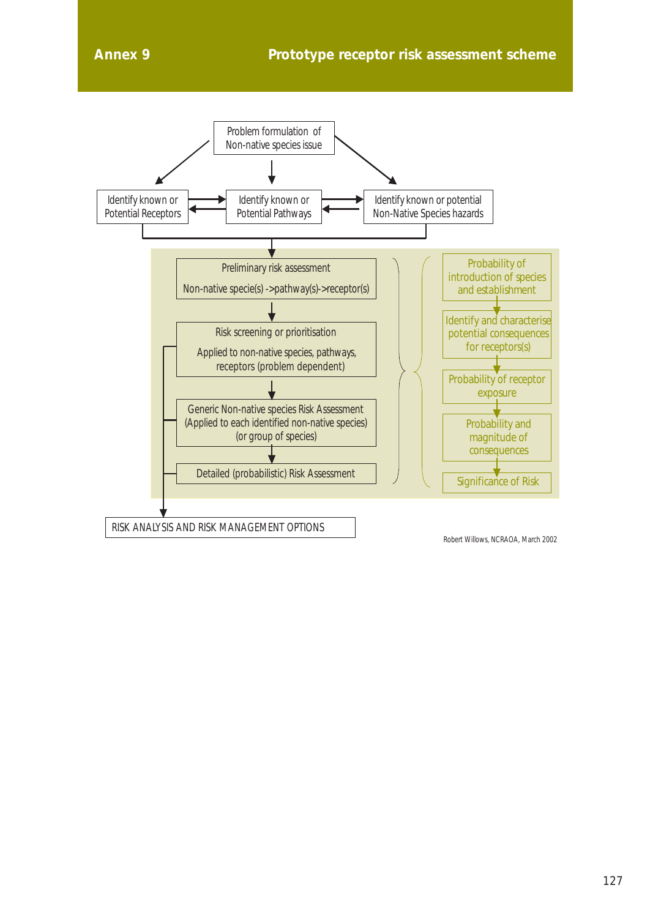# Annex 9 Prototype receptor risk assessment scheme

Problem formulation of Non-native species issue

Identify known or Potential Receptors

Identify known or Potential Pathways

Identify known or potential Non-Native Species hazards

Preliminary risk assessment

Non-native specie(s) ->pathway(s)->receptor(s)

Risk screening or prioritisation

Applied to non-native species, pathways, receptors (problem dependent)

Generic Non-native species Risk Assessment (Applied to each identified non-native species) (or group of species)

Detailed (probabilistic) Risk Assessment

Probability of introduction of species and establishment

Identify and characterise potential consequences for receptors(s)

Probability of receptor exposure

Probability and magnitude of consequences

Significance of Risk

RISK ANALYSIS AND RISK MANAGEMENT OPTIONS

Robert Willows, NCRAOA, March 2002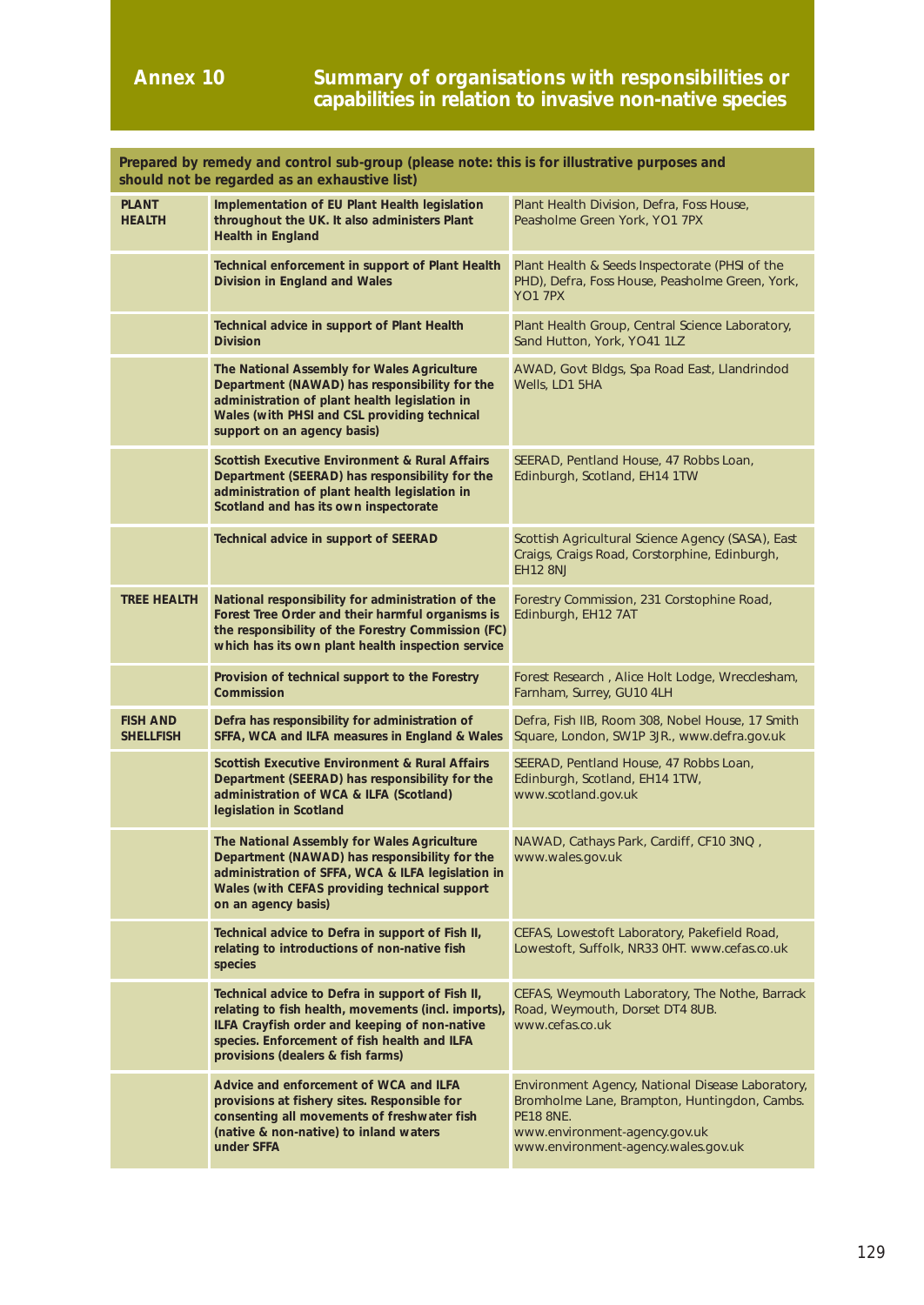# Annex 10 Summary of organisations with responsibilities or capabilities in relation to invasive non-native species

| Prepared by remedy and control sub-group (please note: this is for illustrative purposes and should not be regarded as an exhaustive list) | | |
|---|---|---|
| **PLANT HEALTH** | **Implementation of EU Plant Health legislation throughout the UK. It also administers Plant Health in England** | Plant Health Division, Defra, Foss House, Peasholme Green York, YO1 7PX |
| | **Technical enforcement in support of Plant Health Division in England and Wales** | Plant Health & Seeds Inspectorate (PHSI of the PHD), Defra, Foss House, Peasholme Green, York, YO1 7PX |
| | **Technical advice in support of Plant Health Division** | Plant Health Group, Central Science Laboratory, Sand Hutton, York, YO41 1LZ |
| | **The National Assembly for Wales Agriculture Department (NAWAD) has responsibility for the administration of plant health legislation in Wales (with PHSI and CSL providing technical support on an agency basis)** | AWAD, Govt Bldgs, Spa Road East, Llandrindod Wells, LD1 5HA |
| | **Scottish Executive Environment & Rural Affairs Department (SEERAD) has responsibility for the administration of plant health legislation in Scotland and has its own inspectorate** | SEERAD, Pentland House, 47 Robbs Loan, Edinburgh, Scotland, EH14 1TW |
| | **Technical advice in support of SEERAD** | Scottish Agricultural Science Agency (SASA), East Craigs, Craigs Road, Corstorphine, Edinburgh, EH12 8NJ |
| **TREE HEALTH** | **National responsibility for administration of the Forest Tree Order and their harmful organisms is the responsibility of the Forestry Commission (FC) which has its own plant health inspection service** | Forestry Commission, 231 Corstophine Road, Edinburgh, EH12 7AT |
| | **Provision of technical support to the Forestry Commission** | Forest Research , Alice Holt Lodge, Wrecclesham, Farnham, Surrey, GU10 4LH |
| **FISH AND SHELLFISH** | **Defra has responsibility for administration of SFFA, WCA and ILFA measures in England & Wales** | Defra, Fish IIB, Room 308, Nobel House, 17 Smith Square, London, SW1P 3JR., www.defra.gov.uk |
| | **Scottish Executive Environment & Rural Affairs Department (SEERAD) has responsibility for the administration of WCA & ILFA (Scotland) legislation in Scotland** | SEERAD, Pentland House, 47 Robbs Loan, Edinburgh, Scotland, EH14 1TW, www.scotland.gov.uk |
| | **The National Assembly for Wales Agriculture Department (NAWAD) has responsibility for the administration of SFFA, WCA & ILFA legislation in Wales (with CEFAS providing technical support on an agency basis)** | NAWAD, Cathays Park, Cardiff, CF10 3NQ , www.wales.gov.uk |
| | **Technical advice to Defra in support of Fish II, relating to introductions of non-native fish species** | CEFAS, Lowestoft Laboratory, Pakefield Road, Lowestoft, Suffolk, NR33 0HT. www.cefas.co.uk |
| | **Technical advice to Defra in support of Fish II, relating to fish health, movements (incl. imports), ILFA Crayfish order and keeping of non-native species. Enforcement of fish health and ILFA provisions (dealers & fish farms)** | CEFAS, Weymouth Laboratory, The Nothe, Barrack Road, Weymouth, Dorset DT4 8UB. www.cefas.co.uk |
| | **Advice and enforcement of WCA and ILFA provisions at fishery sites. Responsible for consenting all movements of freshwater fish (native & non-native) to inland waters under SFFA** | Environment Agency, National Disease Laboratory, Bromholme Lane, Brampton, Huntingdon, Cambs. PE18 8NE. www.environment-agency.gov.uk www.environment-agency.wales.gov.uk |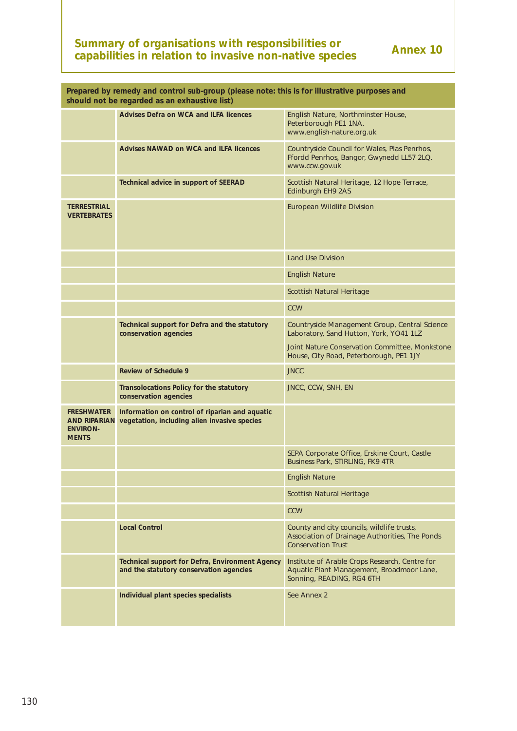## Summary of organisations with responsibilities or capabilities in relation to invasive non-native species — Annex 10

| Prepared by remedy and control sub-group (please note: this is for illustrative purposes and should not be regarded as an exhaustive list) | | |
|---|---|---|
| | **Advises Defra on WCA and ILFA licences** | English Nature, Northminster House, Peterborough PE1 1NA. www.english-nature.org.uk |
| | **Advises NAWAD on WCA and ILFA licences** | Countryside Council for Wales, Plas Penrhos, Ffordd Penrhos, Bangor, Gwynedd LL57 2LQ. www.ccw.gov.uk |
| | **Technical advice in support of SEERAD** | Scottish Natural Heritage, 12 Hope Terrace, Edinburgh EH9 2AS |
| **TERRESTRIAL VERTEBRATES** | | European Wildlife Division |
| | | Land Use Division |
| | | English Nature |
| | | Scottish Natural Heritage |
| | | CCW |
| | **Technical support for Defra and the statutory conservation agencies** | Countryside Management Group, Central Science Laboratory, Sand Hutton, York, YO41 1LZ<br>Joint Nature Conservation Committee, Monkstone House, City Road, Peterborough, PE1 1JY |
| | **Review of Schedule 9** | JNCC |
| | **Transolocations Policy for the statutory conservation agencies** | JNCC, CCW, SNH, EN |
| **FRESHWATER AND RIPARIAN ENVIRON-MENTS** | **Information on control of riparian and aquatic vegetation, including alien invasive species** | |
| | | SEPA Corporate Office, Erskine Court, Castle Business Park, STIRLING, FK9 4TR |
| | | English Nature |
| | | Scottish Natural Heritage |
| | | CCW |
| | **Local Control** | County and city councils, wildlife trusts, Association of Drainage Authorities, The Ponds Conservation Trust |
| | **Technical support for Defra, Environment Agency and the statutory conservation agencies** | Institute of Arable Crops Research, Centre for Aquatic Plant Management, Broadmoor Lane, Sonning, READING, RG4 6TH |
| | **Individual plant species specialists** | See Annex 2 |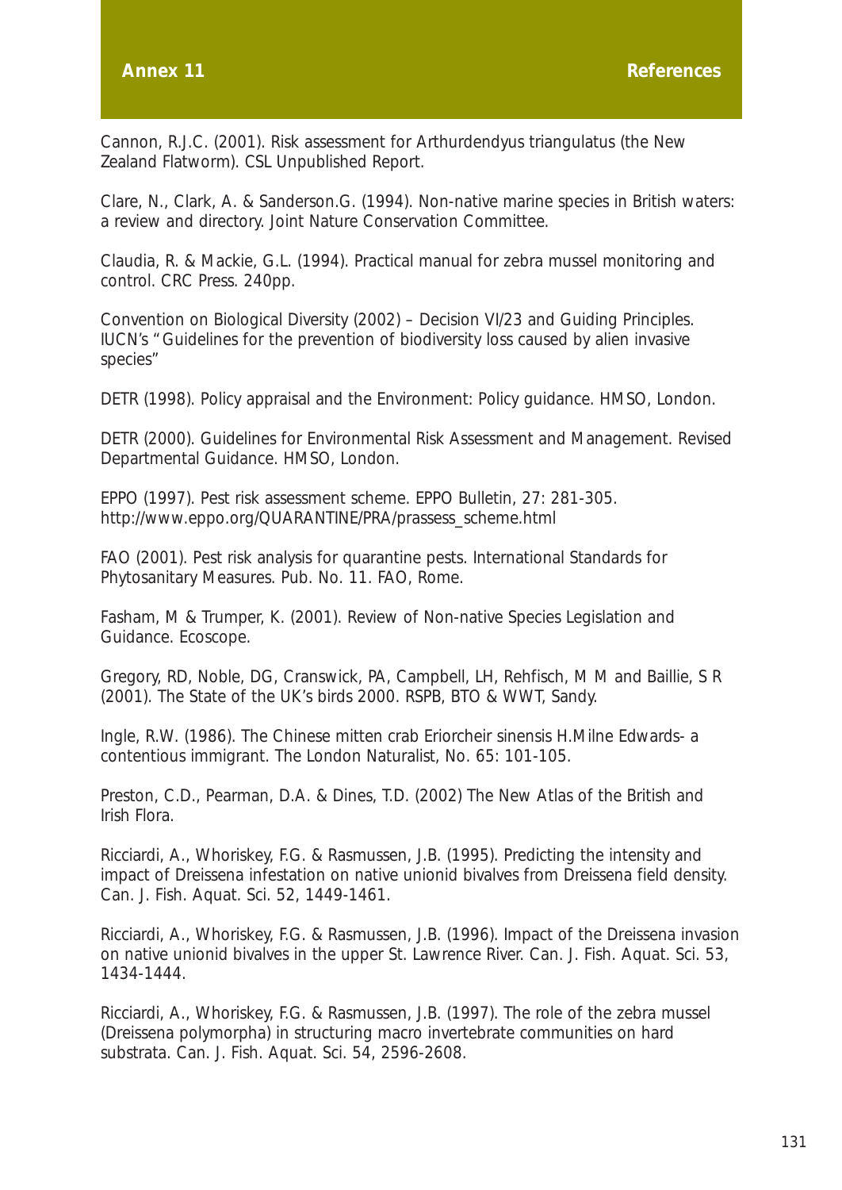Cannon, R.J.C. (2001). Risk assessment for Arthurdendyus triangulatus (the New Zealand Flatworm). CSL Unpublished Report.

Clare, N., Clark, A. & Sanderson.G. (1994). Non-native marine species in British waters: a review and directory. Joint Nature Conservation Committee.

Claudia, R. & Mackie, G.L. (1994). Practical manual for zebra mussel monitoring and control. CRC Press. 240pp.

Convention on Biological Diversity (2002) – Decision VI/23 and Guiding Principles. IUCN's "Guidelines for the prevention of biodiversity loss caused by alien invasive species"

DETR (1998). Policy appraisal and the Environment: Policy guidance. HMSO, London.

DETR (2000). Guidelines for Environmental Risk Assessment and Management. Revised Departmental Guidance. HMSO, London.

EPPO (1997). Pest risk assessment scheme. EPPO Bulletin, 27: 281-305. http://www.eppo.org/QUARANTINE/PRA/prassess_scheme.html

FAO (2001). Pest risk analysis for quarantine pests. International Standards for Phytosanitary Measures. Pub. No. 11. FAO, Rome.

Fasham, M & Trumper, K. (2001). Review of Non-native Species Legislation and Guidance. Ecoscope.

Gregory, RD, Noble, DG, Cranswick, PA, Campbell, LH, Rehfisch, M M and Baillie, S R (2001). The State of the UK's birds 2000. RSPB, BTO & WWT, Sandy.

Ingle, R.W. (1986). The Chinese mitten crab Eriorcheir sinensis H.Milne Edwards- a contentious immigrant. The London Naturalist, No. 65: 101-105.

Preston, C.D., Pearman, D.A. & Dines, T.D. (2002) The New Atlas of the British and Irish Flora.

Ricciardi, A., Whoriskey, F.G. & Rasmussen, J.B. (1995). Predicting the intensity and impact of Dreissena infestation on native unionid bivalves from Dreissena field density. Can. J. Fish. Aquat. Sci. 52, 1449-1461.

Ricciardi, A., Whoriskey, F.G. & Rasmussen, J.B. (1996). Impact of the Dreissena invasion on native unionid bivalves in the upper St. Lawrence River. Can. J. Fish. Aquat. Sci. 53, 1434-1444.

Ricciardi, A., Whoriskey, F.G. & Rasmussen, J.B. (1997). The role of the zebra mussel (Dreissena polymorpha) in structuring macro invertebrate communities on hard substrata. Can. J. Fish. Aquat. Sci. 54, 2596-2608.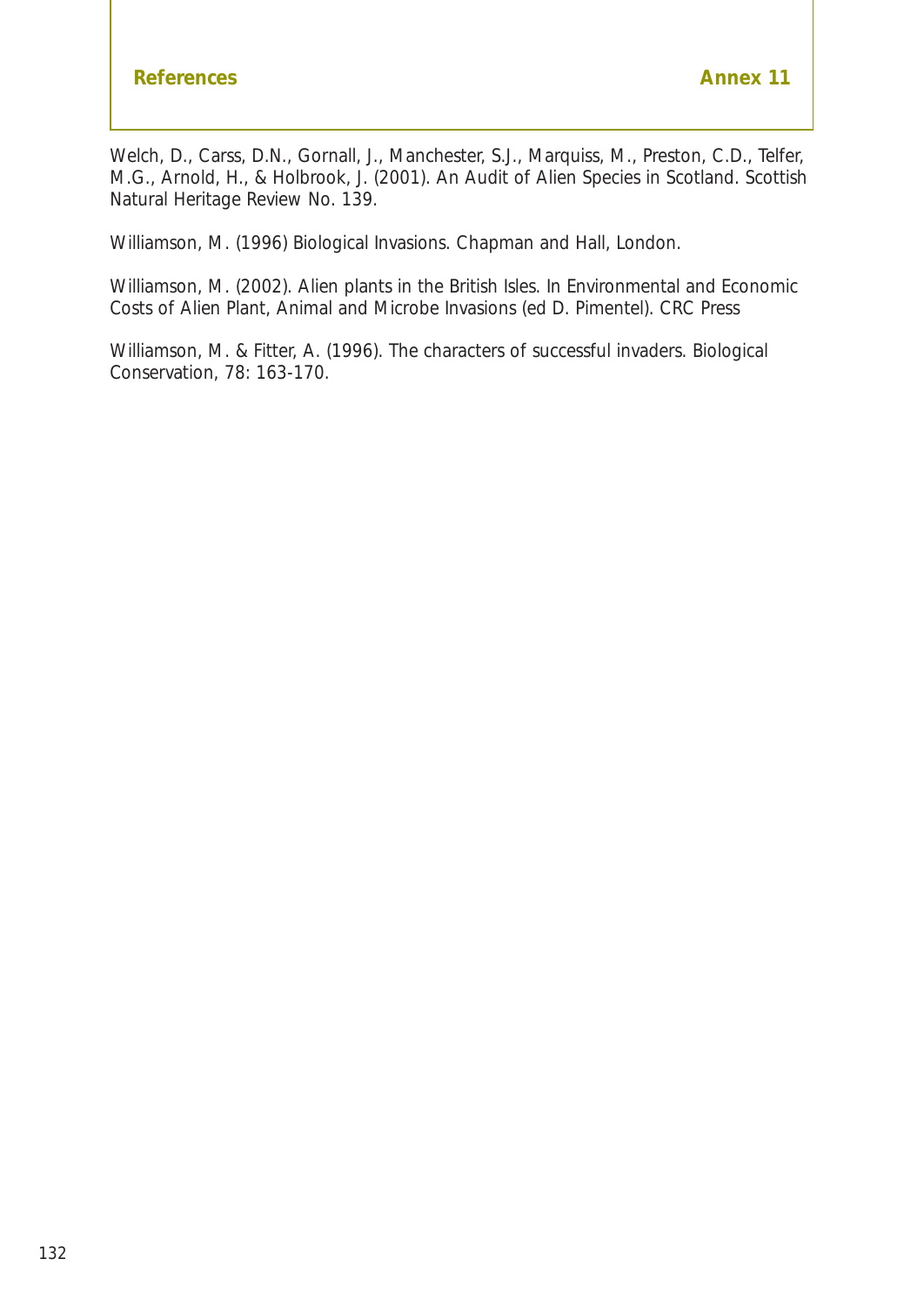Welch, D., Carss, D.N., Gornall, J., Manchester, S.J., Marquiss, M., Preston, C.D., Telfer, M.G., Arnold, H., & Holbrook, J. (2001). An Audit of Alien Species in Scotland. Scottish Natural Heritage Review No. 139.

Williamson, M. (1996) Biological Invasions. Chapman and Hall, London.

Williamson, M. (2002). Alien plants in the British Isles. In Environmental and Economic Costs of Alien Plant, Animal and Microbe Invasions (ed D. Pimentel). CRC Press

Williamson, M. & Fitter, A. (1996). The characters of successful invaders. Biological Conservation, 78: 163-170.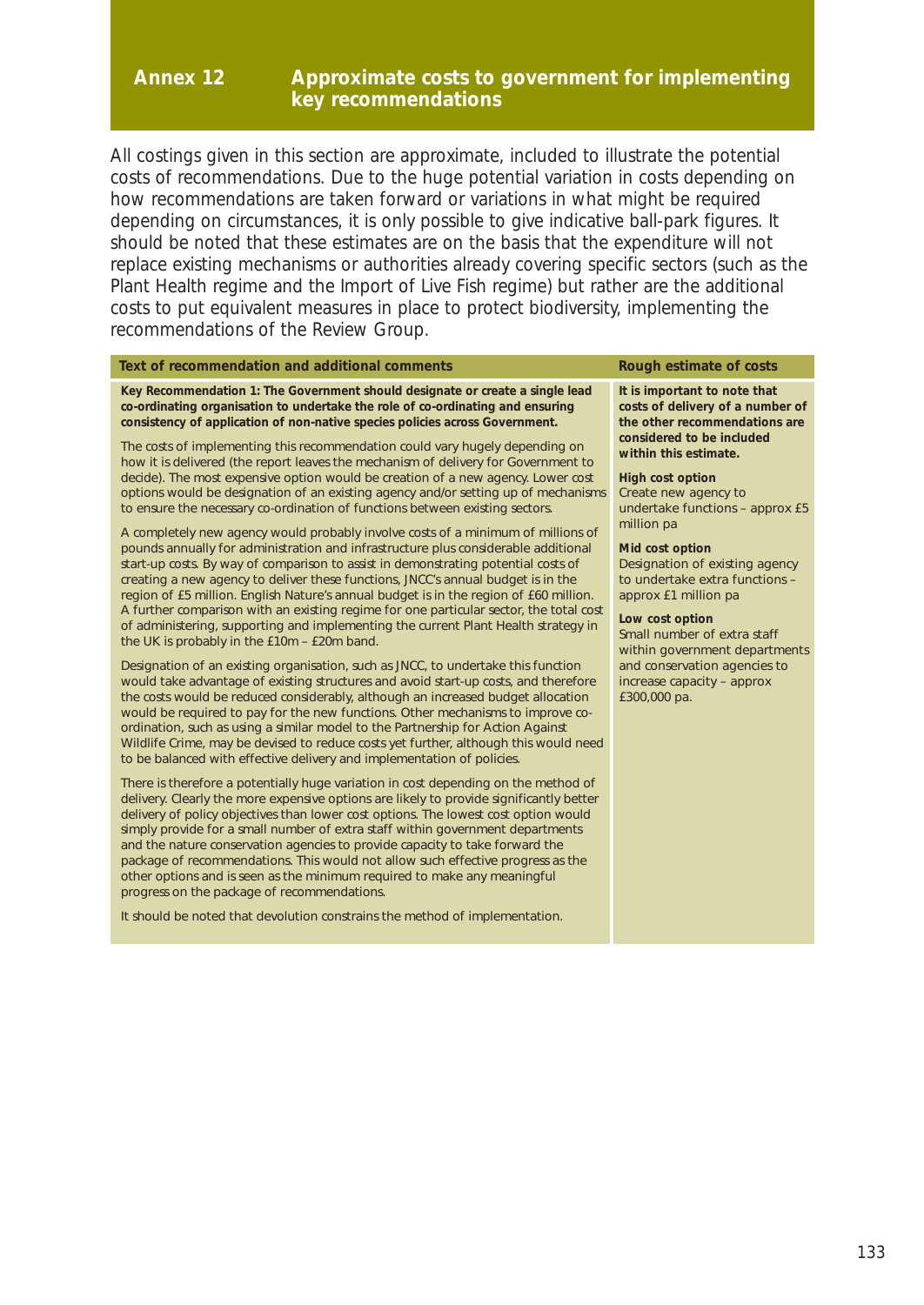# Annex 12 Approximate costs to government for implementing key recommendations

All costings given in this section are approximate, included to illustrate the potential costs of recommendations. Due to the huge potential variation in costs depending on how recommendations are taken forward or variations in what might be required depending on circumstances, it is only possible to give indicative ball-park figures. It should be noted that these estimates are on the basis that the expenditure will not replace existing mechanisms or authorities already covering specific sectors (such as the Plant Health regime and the Import of Live Fish regime) but rather are the additional costs to put equivalent measures in place to protect biodiversity, implementing the recommendations of the Review Group.

| Text of recommendation and additional comments | Rough estimate of costs |
| --- | --- |
| **Key Recommendation 1: The Government should designate or create a single lead co-ordinating organisation to undertake the role of co-ordinating and ensuring consistency of application of non-native species policies across Government.**<br><br>The costs of implementing this recommendation could vary hugely depending on how it is delivered (the report leaves the mechanism of delivery for Government to decide). The most expensive option would be creation of a new agency. Lower cost options would be designation of an existing agency and/or setting up of mechanisms to ensure the necessary co-ordination of functions between existing sectors.<br><br>A completely new agency would probably involve costs of a minimum of millions of pounds annually for administration and infrastructure plus considerable additional start-up costs. By way of comparison to assist in demonstrating potential costs of creating a new agency to deliver these functions, JNCC's annual budget is in the region of £5 million. English Nature's annual budget is in the region of £60 million. A further comparison with an existing regime for one particular sector, the total cost of administering, supporting and implementing the current Plant Health strategy in the UK is probably in the £10m – £20m band.<br><br>Designation of an existing organisation, such as JNCC, to undertake this function would take advantage of existing structures and avoid start-up costs, and therefore the costs would be reduced considerably, although an increased budget allocation would be required to pay for the new functions. Other mechanisms to improve co-ordination, such as using a similar model to the Partnership for Action Against Wildlife Crime, may be devised to reduce costs yet further, although this would need to be balanced with effective delivery and implementation of policies.<br><br>There is therefore a potentially huge variation in cost depending on the method of delivery. Clearly the more expensive options are likely to provide significantly better delivery of policy objectives than lower cost options. The lowest cost option would simply provide for a small number of extra staff within government departments and the nature conservation agencies to provide capacity to take forward the package of recommendations. This would not allow such effective progress as the other options and is seen as the minimum required to make any meaningful progress on the package of recommendations.<br><br>It should be noted that devolution constrains the method of implementation. | **It is important to note that costs of delivery of a number of the other recommendations are considered to be included within this estimate.**<br><br>**High cost option**<br>Create new agency to undertake functions – approx £5 million pa<br><br>**Mid cost option**<br>Designation of existing agency to undertake extra functions – approx £1 million pa<br><br>**Low cost option**<br>Small number of extra staff within government departments and conservation agencies to increase capacity – approx £300,000 pa. |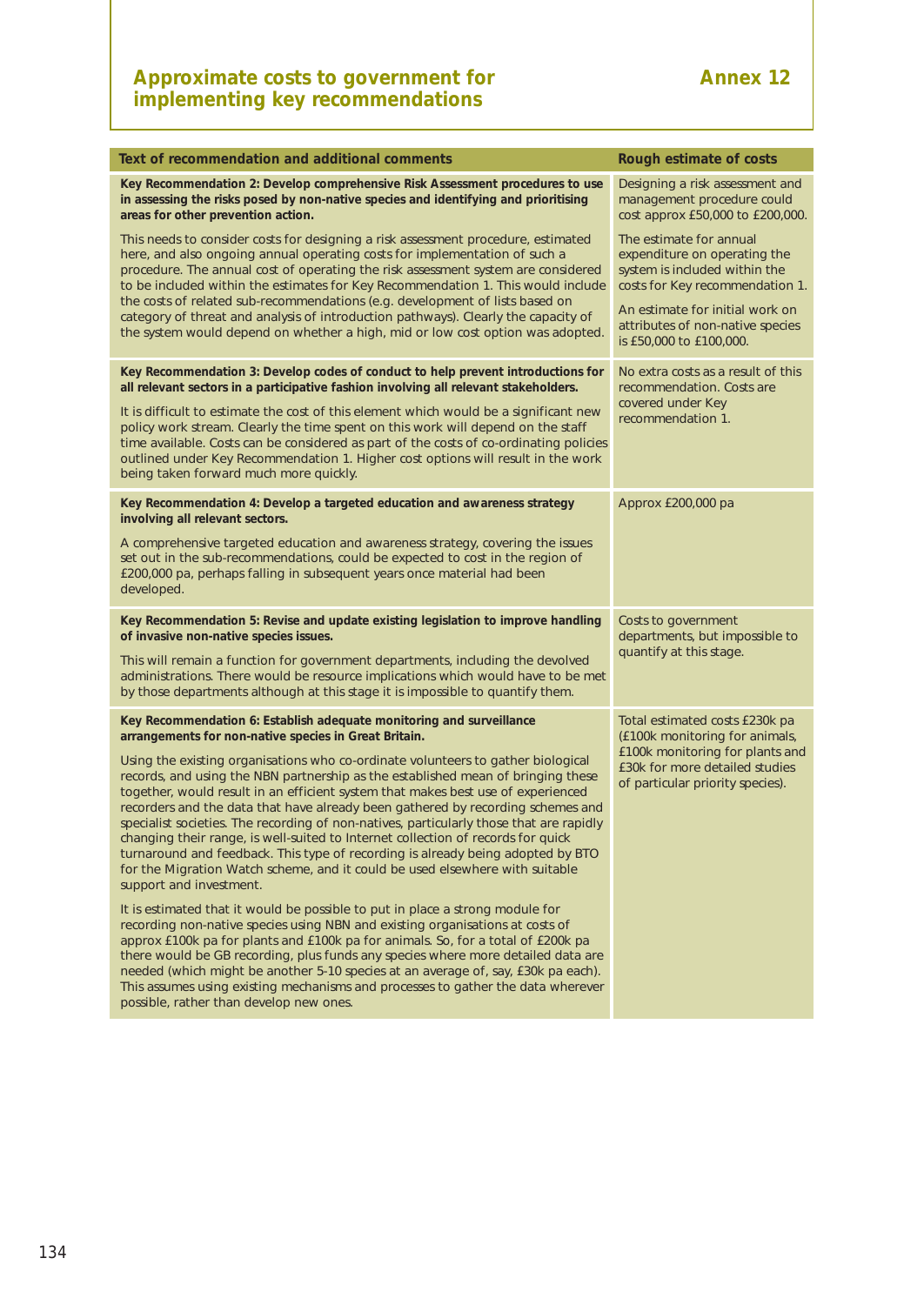# Approximate costs to government for implementing key recommendations

## Annex 12

| Text of recommendation and additional comments | Rough estimate of costs |
|---|---|
| **Key Recommendation 2: Develop comprehensive Risk Assessment procedures to use in assessing the risks posed by non-native species and identifying and prioritising areas for other prevention action.**<br><br>This needs to consider costs for designing a risk assessment procedure, estimated here, and also ongoing annual operating costs for implementation of such a procedure. The annual cost of operating the risk assessment system are considered to be included within the estimates for Key Recommendation 1. This would include the costs of related sub-recommendations (e.g. development of lists based on category of threat and analysis of introduction pathways). Clearly the capacity of the system would depend on whether a high, mid or low cost option was adopted. | Designing a risk assessment and management procedure could cost approx £50,000 to £200,000.<br><br>The estimate for annual expenditure on operating the system is included within the costs for Key recommendation 1.<br><br>An estimate for initial work on attributes of non-native species is £50,000 to £100,000. |
| **Key Recommendation 3: Develop codes of conduct to help prevent introductions for all relevant sectors in a participative fashion involving all relevant stakeholders.**<br><br>It is difficult to estimate the cost of this element which would be a significant new policy work stream. Clearly the time spent on this work will depend on the staff time available. Costs can be considered as part of the costs of co-ordinating policies outlined under Key Recommendation 1. Higher cost options will result in the work being taken forward much more quickly. | No extra costs as a result of this recommendation. Costs are covered under Key recommendation 1. |
| **Key Recommendation 4: Develop a targeted education and awareness strategy involving all relevant sectors.**<br><br>A comprehensive targeted education and awareness strategy, covering the issues set out in the sub-recommendations, could be expected to cost in the region of £200,000 pa, perhaps falling in subsequent years once material had been developed. | Approx £200,000 pa |
| **Key Recommendation 5: Revise and update existing legislation to improve handling of invasive non-native species issues.**<br><br>This will remain a function for government departments, including the devolved administrations. There would be resource implications which would have to be met by those departments although at this stage it is impossible to quantify them. | Costs to government departments, but impossible to quantify at this stage. |
| **Key Recommendation 6: Establish adequate monitoring and surveillance arrangements for non-native species in Great Britain.**<br><br>Using the existing organisations who co-ordinate volunteers to gather biological records, and using the NBN partnership as the established mean of bringing these together, would result in an efficient system that makes best use of experienced recorders and the data that have already been gathered by recording schemes and specialist societies. The recording of non-natives, particularly those that are rapidly changing their range, is well-suited to Internet collection of records for quick turnaround and feedback. This type of recording is already being adopted by BTO for the Migration Watch scheme, and it could be used elsewhere with suitable support and investment.<br><br>It is estimated that it would be possible to put in place a strong module for recording non-native species using NBN and existing organisations at costs of approx £100k pa for plants and £100k pa for animals. So, for a total of £200k pa there would be GB recording, plus funds any species where more detailed data are needed (which might be another 5-10 species at an average of, say, £30k pa each). This assumes using existing mechanisms and processes to gather the data wherever possible, rather than develop new ones. | Total estimated costs £230k pa (£100k monitoring for animals, £100k monitoring for plants and £30k for more detailed studies of particular priority species). |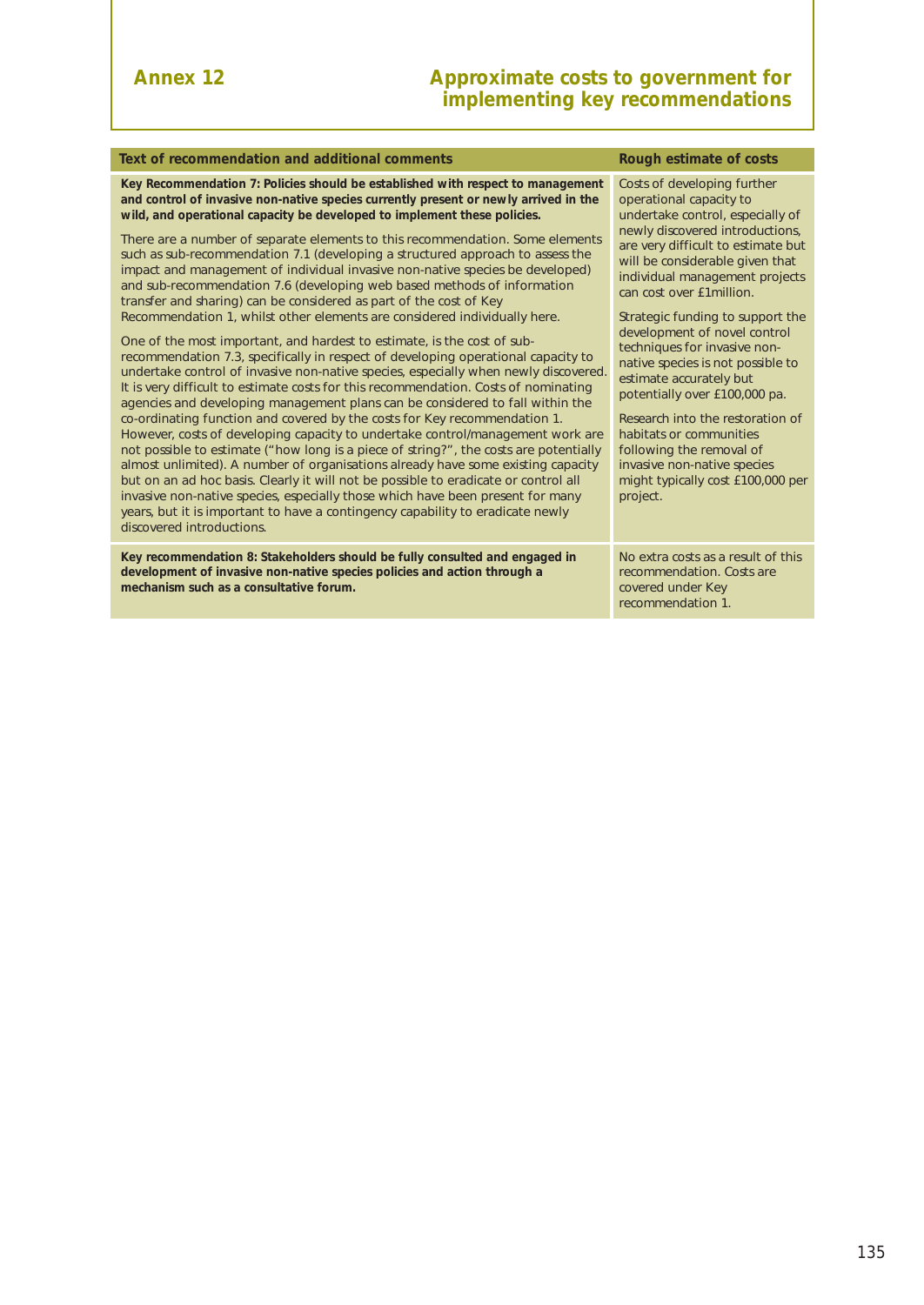## Annex 12 — Approximate costs to government for implementing key recommendations

| Text of recommendation and additional comments | Rough estimate of costs |
|---|---|
| **Key Recommendation 7: Policies should be established with respect to management and control of invasive non-native species currently present or newly arrived in the wild, and operational capacity be developed to implement these policies.**<br><br>There are a number of separate elements to this recommendation. Some elements such as sub-recommendation 7.1 (developing a structured approach to assess the impact and management of individual invasive non-native species be developed) and sub-recommendation 7.6 (developing web based methods of information transfer and sharing) can be considered as part of the cost of Key Recommendation 1, whilst other elements are considered individually here.<br><br>One of the most important, and hardest to estimate, is the cost of sub-recommendation 7.3, specifically in respect of developing operational capacity to undertake control of invasive non-native species, especially when newly discovered. It is very difficult to estimate costs for this recommendation. Costs of nominating agencies and developing management plans can be considered to fall within the co-ordinating function and covered by the costs for Key recommendation 1. However, costs of developing capacity to undertake control/management work are not possible to estimate ("how long is a piece of string?", the costs are potentially almost unlimited). A number of organisations already have some existing capacity but on an ad hoc basis. Clearly it will not be possible to eradicate or control all invasive non-native species, especially those which have been present for many years, but it is important to have a contingency capability to eradicate newly discovered introductions. | Costs of developing further operational capacity to undertake control, especially of newly discovered introductions, are very difficult to estimate but will be considerable given that individual management projects can cost over £1million.<br><br>Strategic funding to support the development of novel control techniques for invasive non-native species is not possible to estimate accurately but potentially over £100,000 pa.<br><br>Research into the restoration of habitats or communities following the removal of invasive non-native species might typically cost £100,000 per project. |
| **Key recommendation 8: Stakeholders should be fully consulted and engaged in development of invasive non-native species policies and action through a mechanism such as a consultative forum.** | No extra costs as a result of this recommendation. Costs are covered under Key recommendation 1. |